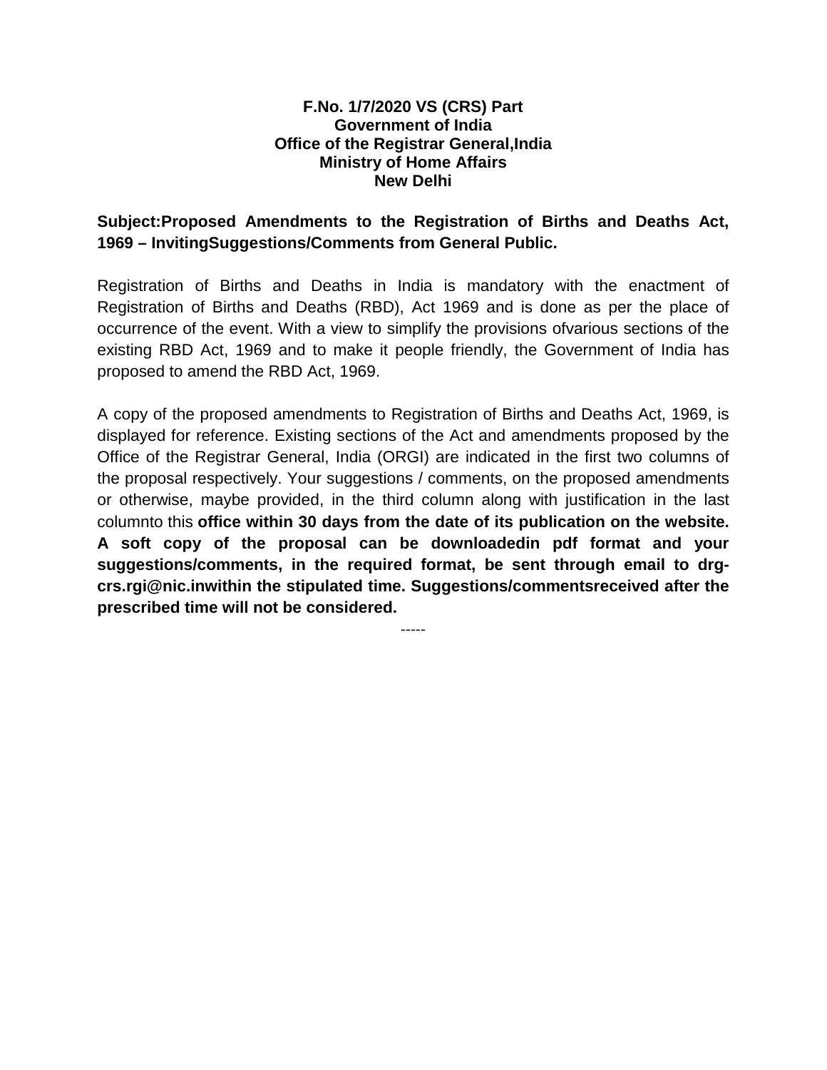**F.No. 1/7/2020 VS (CRS) Part**
**Government of India**
**Office of the Registrar General,India**
**Ministry of Home Affairs**
**New Delhi**

**Subject:Proposed Amendments to the Registration of Births and Deaths Act, 1969 – InvitingSuggestions/Comments from General Public.**

Registration of Births and Deaths in India is mandatory with the enactment of Registration of Births and Deaths (RBD), Act 1969 and is done as per the place of occurrence of the event. With a view to simplify the provisions ofvarious sections of the existing RBD Act, 1969 and to make it people friendly, the Government of India has proposed to amend the RBD Act, 1969.

A copy of the proposed amendments to Registration of Births and Deaths Act, 1969, is displayed for reference. Existing sections of the Act and amendments proposed by the Office of the Registrar General, India (ORGI) are indicated in the first two columns of the proposal respectively. Your suggestions / comments, on the proposed amendments or otherwise, maybe provided, in the third column along with justification in the last columnto this **office within 30 days from the date of its publication on the website. A soft copy of the proposal can be downloadedin pdf format and your suggestions/comments, in the required format, be sent through email to drg-crs.rgi@nic.inwithin the stipulated time. Suggestions/commentsreceived after the prescribed time will not be considered.**

-----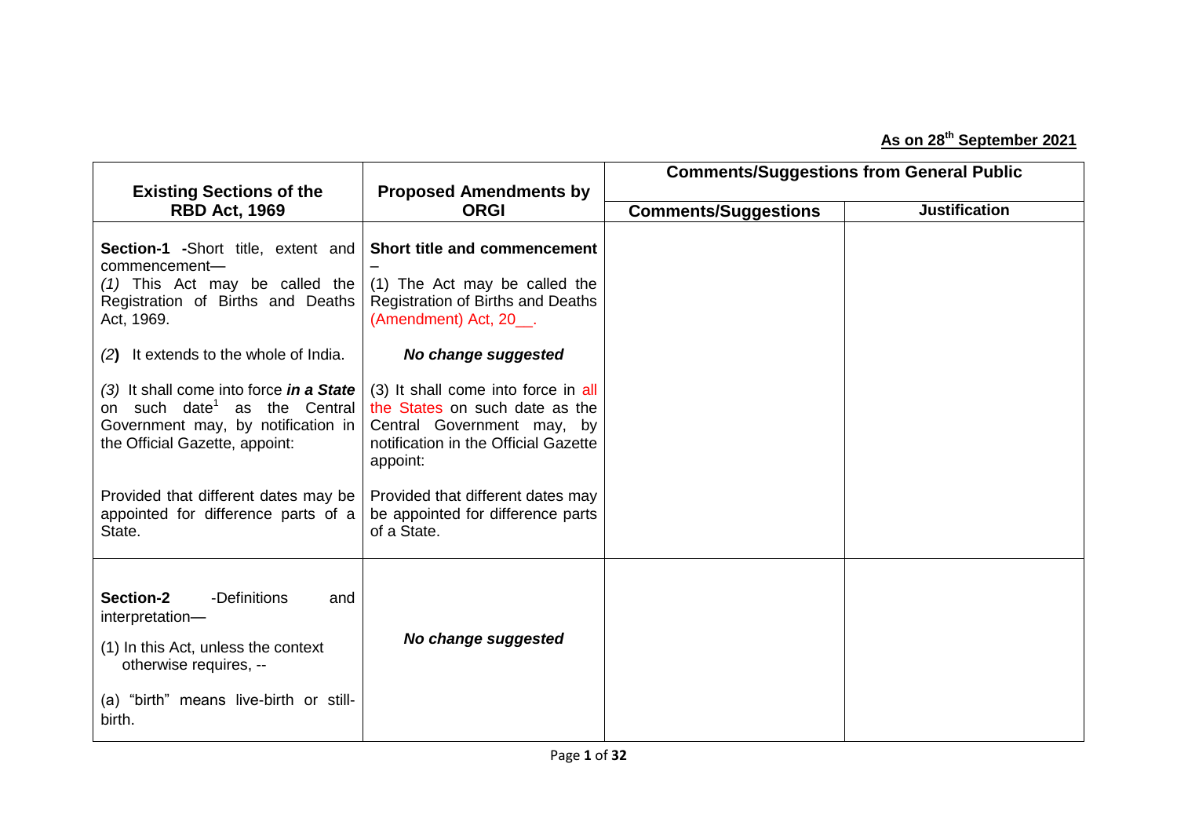**As on 28th September 2021**

| Existing Sections of the RBD Act, 1969 | Proposed Amendments by ORGI | Comments/Suggestions from General Public | |
|---|---|---|---|
| | | **Comments/Suggestions** | **Justification** |
| **Section-1** -Short title, extent and commencement—<br>*(1)* This Act may be called the Registration of Births and Deaths Act, 1969. | **Short title and commencement** –<br>(1) The Act may be called the Registration of Births and Deaths (Amendment) Act, 20__. | | |
| *(2)* It extends to the whole of India. | ***No change suggested*** | | |
| *(3)* It shall come into force ***in a State*** on such date[1] as the Central Government may, by notification in the Official Gazette, appoint: | (3) It shall come into force in all the States on such date as the Central Government may, by notification in the Official Gazette appoint: | | |
| Provided that different dates may be appointed for difference parts of a State. | Provided that different dates may be appointed for difference parts of a State. | | |
| **Section-2** -Definitions and interpretation—<br>(1) In this Act, unless the context otherwise requires, --<br>(a) "birth" means live-birth or still-birth. | ***No change suggested*** | | |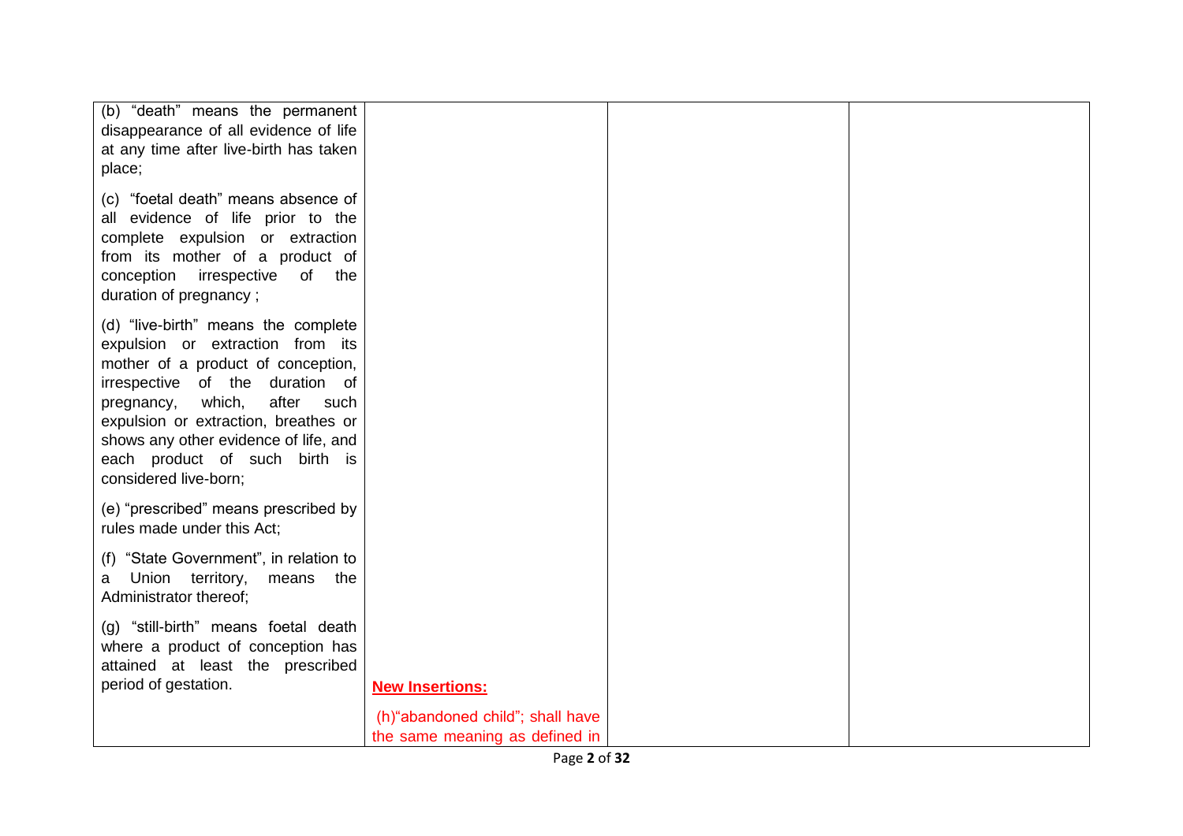| | | | |
|---|---|---|---|
| (b) "death" means the permanent disappearance of all evidence of life at any time after live-birth has taken place;<br><br>(c) "foetal death" means absence of all evidence of life prior to the complete expulsion or extraction from its mother of a product of conception irrespective of the duration of pregnancy ;<br><br>(d) "live-birth" means the complete expulsion or extraction from its mother of a product of conception, irrespective of the duration of pregnancy, which, after such expulsion or extraction, breathes or shows any other evidence of life, and each product of such birth is considered live-born;<br><br>(e) "prescribed" means prescribed by rules made under this Act;<br><br>(f) "State Government", in relation to a Union territory, means the Administrator thereof;<br><br>(g) "still-birth" means foetal death where a product of conception has attained at least the prescribed period of gestation. | **New Insertions:**<br><br>(h)"abandoned child"; shall have the same meaning as defined in | | |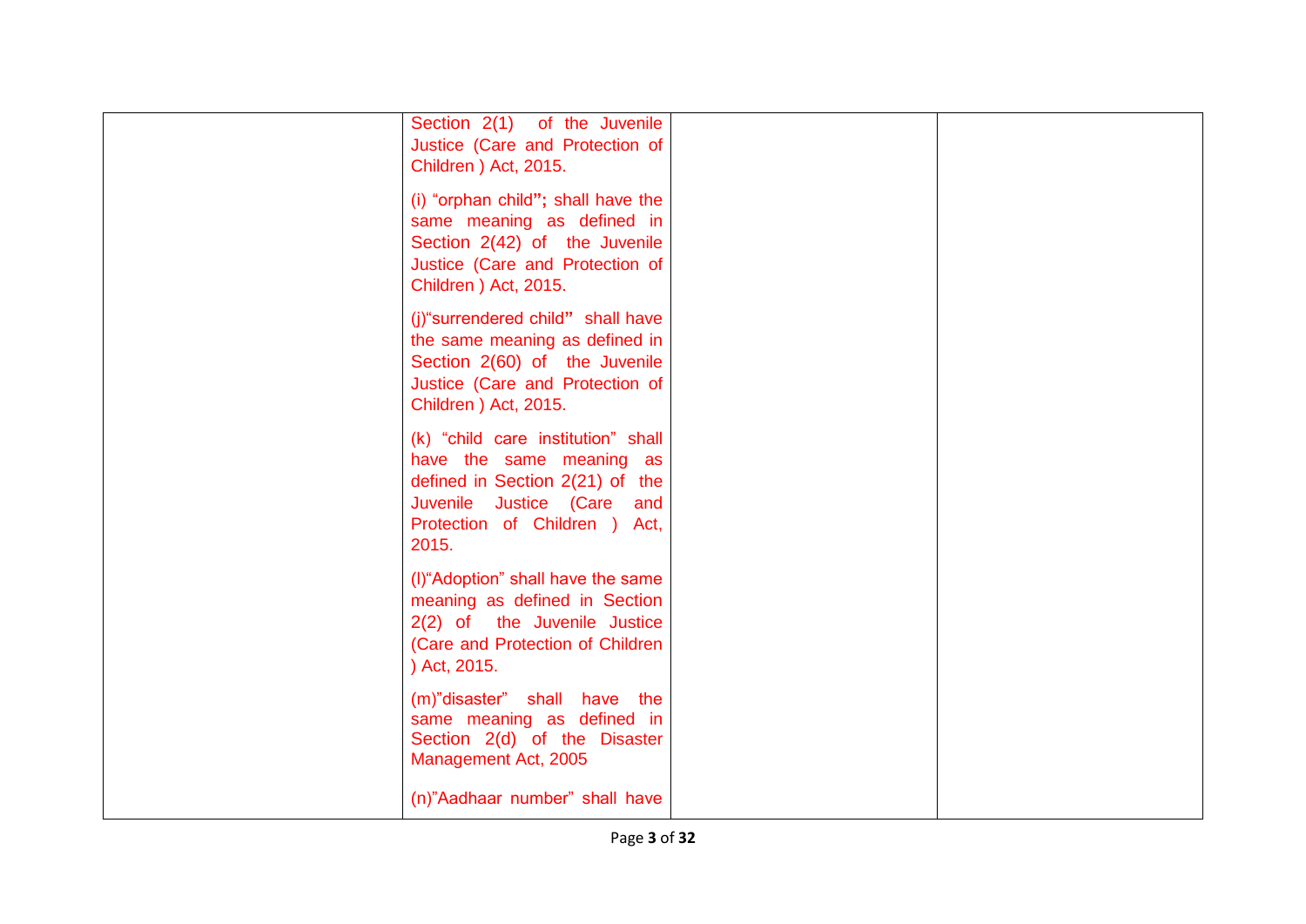| | | | |
|---|---|---|---|
| | Section 2(1) of the Juvenile Justice (Care and Protection of Children ) Act, 2015.<br><br>(i) "orphan child"; shall have the same meaning as defined in Section 2(42) of the Juvenile Justice (Care and Protection of Children ) Act, 2015.<br><br>(j)"surrendered child" shall have the same meaning as defined in Section 2(60) of the Juvenile Justice (Care and Protection of Children ) Act, 2015.<br><br>(k) "child care institution" shall have the same meaning as defined in Section 2(21) of the Juvenile Justice (Care and Protection of Children ) Act, 2015.<br><br>(l)"Adoption" shall have the same meaning as defined in Section 2(2) of the Juvenile Justice (Care and Protection of Children ) Act, 2015.<br><br>(m)"disaster" shall have the same meaning as defined in Section 2(d) of the Disaster Management Act, 2005<br><br>(n)"Aadhaar number" shall have | | |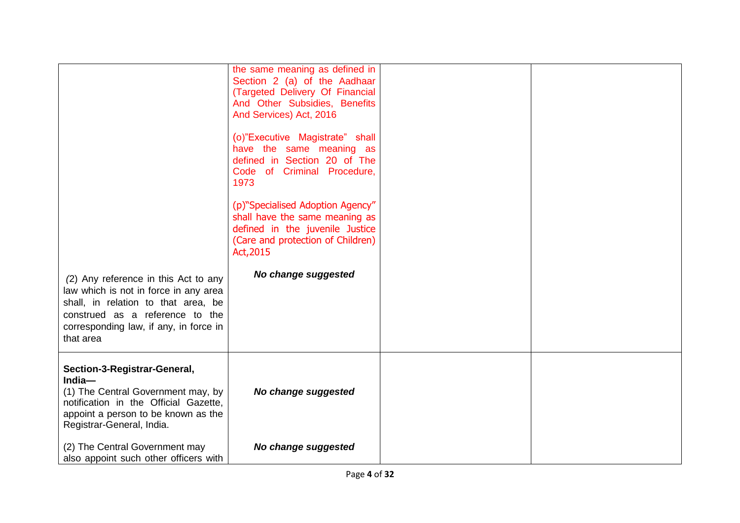|  |  |  |  |
|---|---|---|---|
|  | the same meaning as defined in Section 2 (a) of the Aadhaar (Targeted Delivery Of Financial And Other Subsidies, Benefits And Services) Act, 2016<br><br>(o)"Executive Magistrate" shall have the same meaning as defined in Section 20 of The Code of Criminal Procedure, 1973<br><br>(p)"Specialised Adoption Agency" shall have the same meaning as defined in the juvenile Justice (Care and protection of Children) Act,2015 |  |  |
| (2) Any reference in this Act to any law which is not in force in any area shall, in relation to that area, be construed as a reference to the corresponding law, if any, in force in that area | ***No change suggested*** |  |  |
| **Section-3-Registrar-General, India—**<br>(1) The Central Government may, by notification in the Official Gazette, appoint a person to be known as the Registrar-General, India. | ***No change suggested*** |  |  |
| (2) The Central Government may also appoint such other officers with | ***No change suggested*** |  |  |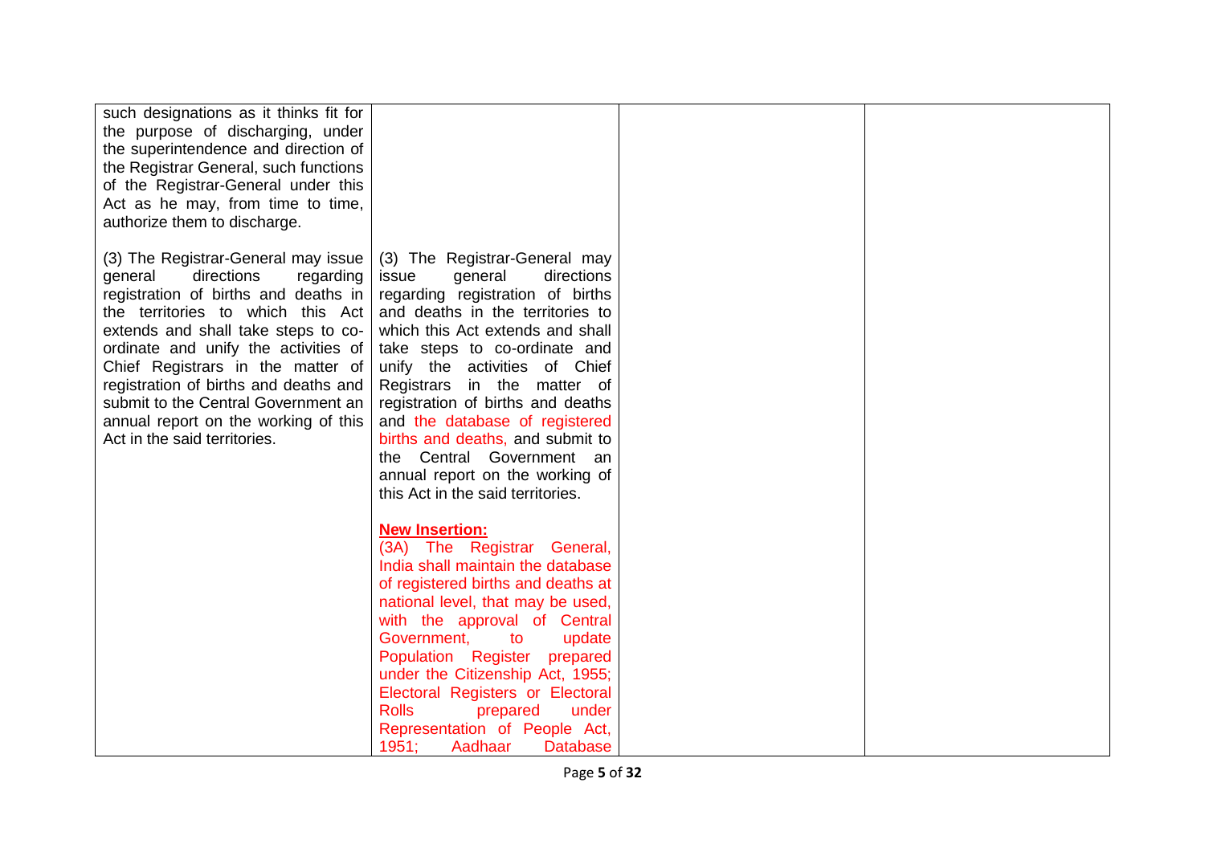| | | | |
|---|---|---|---|
| such designations as it thinks fit for the purpose of discharging, under the superintendence and direction of the Registrar General, such functions of the Registrar-General under this Act as he may, from time to time, authorize them to discharge. | | | |
| (3) The Registrar-General may issue general directions regarding registration of births and deaths in the territories to which this Act extends and shall take steps to co-ordinate and unify the activities of Chief Registrars in the matter of registration of births and deaths and submit to the Central Government an annual report on the working of this Act in the said territories. | (3) The Registrar-General may issue general directions regarding registration of births and deaths in the territories to which this Act extends and shall take steps to co-ordinate and unify the activities of Chief Registrars in the matter of registration of births and deaths and the database of registered births and deaths, and submit to the Central Government an annual report on the working of this Act in the said territories.<br><br>**New Insertion:**<br>(3A) The Registrar General, India shall maintain the database of registered births and deaths at national level, that may be used, with the approval of Central Government, to update Population Register prepared under the Citizenship Act, 1955; Electoral Registers or Electoral Rolls prepared under Representation of People Act, 1951; Aadhaar Database | | |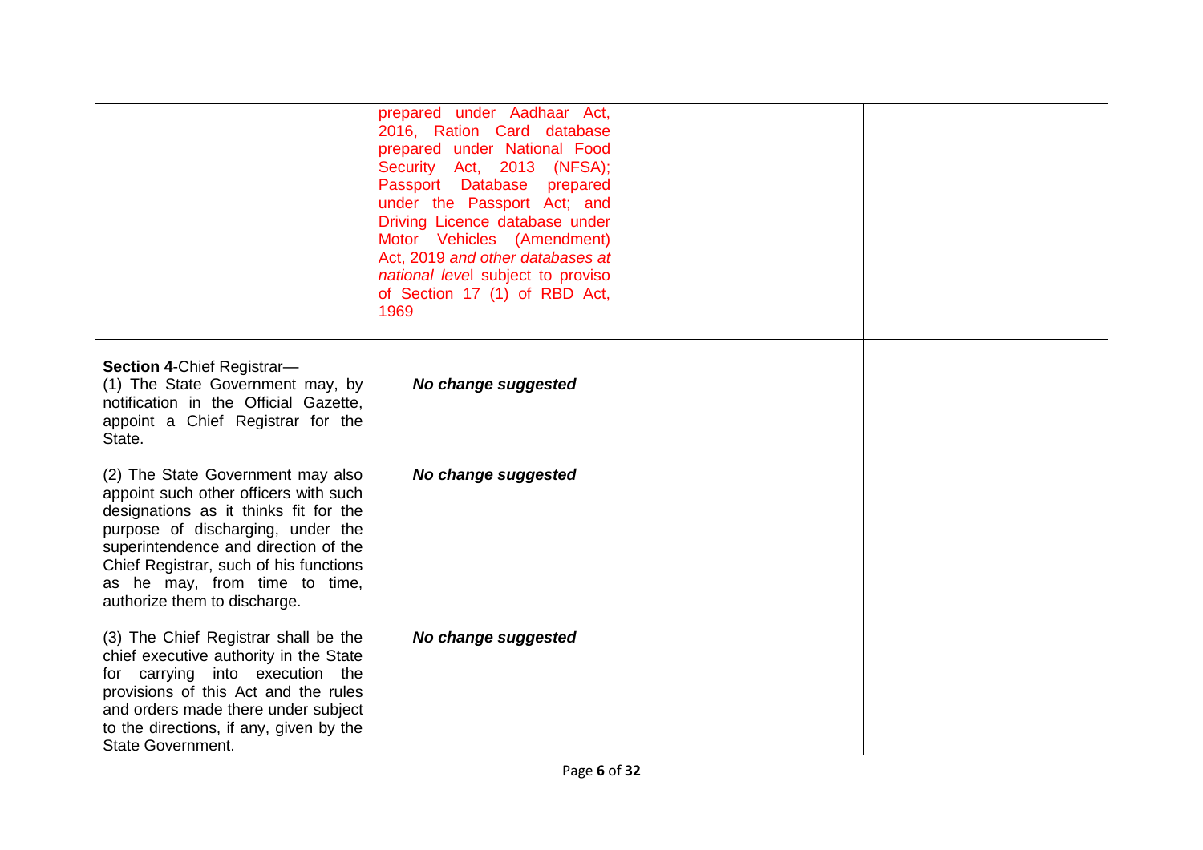| | | | |
|---|---|---|---|
| | prepared under Aadhaar Act, 2016, Ration Card database prepared under National Food Security Act, 2013 (NFSA); Passport Database prepared under the Passport Act; and Driving Licence database under Motor Vehicles (Amendment) Act, 2019 *and other databases at national level* subject to proviso of Section 17 (1) of RBD Act, 1969 | | |
| **Section 4**-Chief Registrar—<br>(1) The State Government may, by notification in the Official Gazette, appoint a Chief Registrar for the State.<br><br>(2) The State Government may also appoint such other officers with such designations as it thinks fit for the purpose of discharging, under the superintendence and direction of the Chief Registrar, such of his functions as he may, from time to time, authorize them to discharge.<br><br>(3) The Chief Registrar shall be the chief executive authority in the State for carrying into execution the provisions of this Act and the rules and orders made there under subject to the directions, if any, given by the State Government. | ***No change suggested***<br><br>***No change suggested***<br><br>***No change suggested*** | | |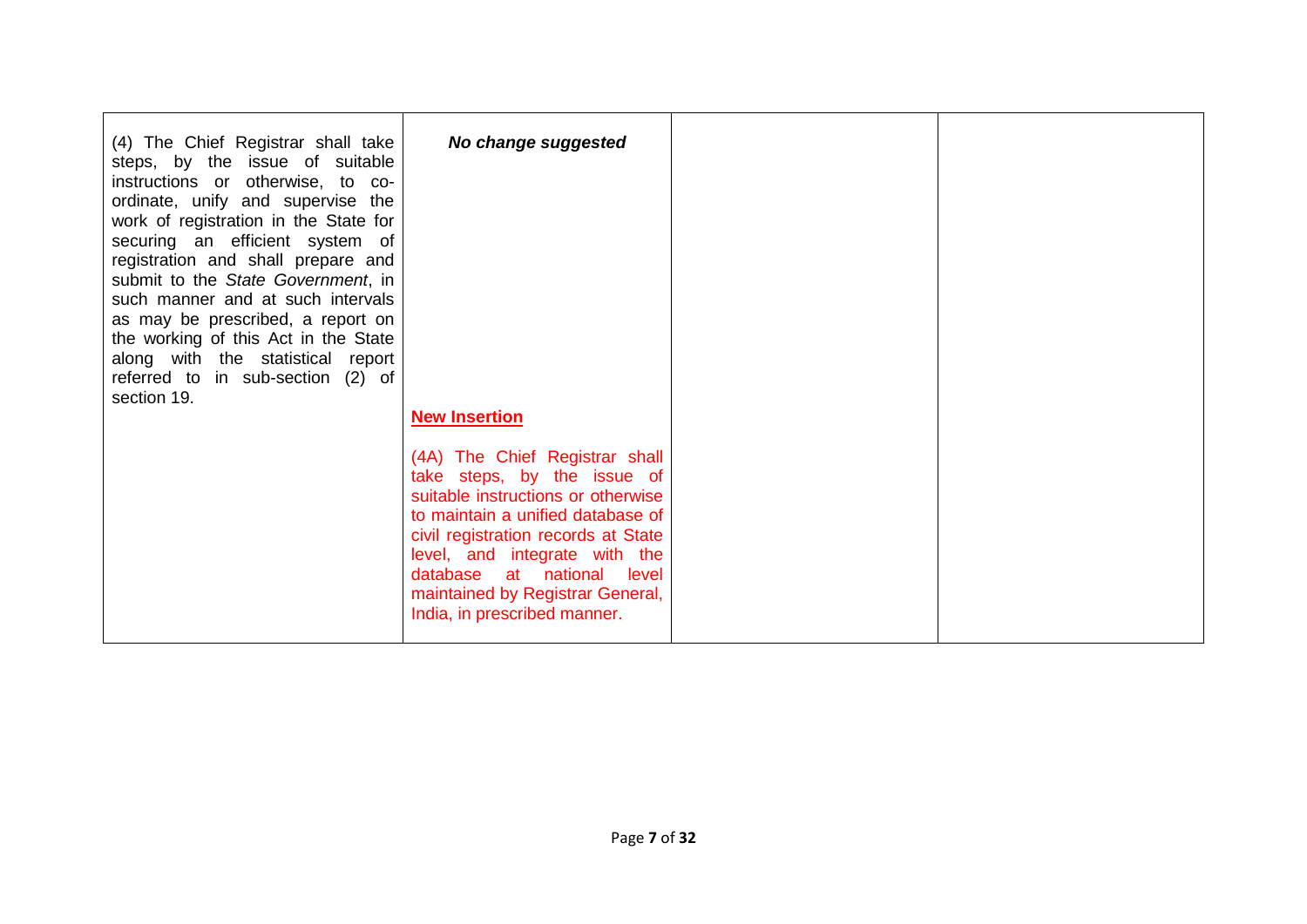| | | | |
|---|---|---|---|
| (4) The Chief Registrar shall take steps, by the issue of suitable instructions or otherwise, to co-ordinate, unify and supervise the work of registration in the State for securing an efficient system of registration and shall prepare and submit to the *State Government*, in such manner and at such intervals as may be prescribed, a report on the working of this Act in the State along with the statistical report referred to in sub-section (2) of section 19. | ***No change suggested*** <br><br> **New Insertion** <br><br> (4A) The Chief Registrar shall take steps, by the issue of suitable instructions or otherwise to maintain a unified database of civil registration records at State level, and integrate with the database at national level maintained by Registrar General, India, in prescribed manner. | | |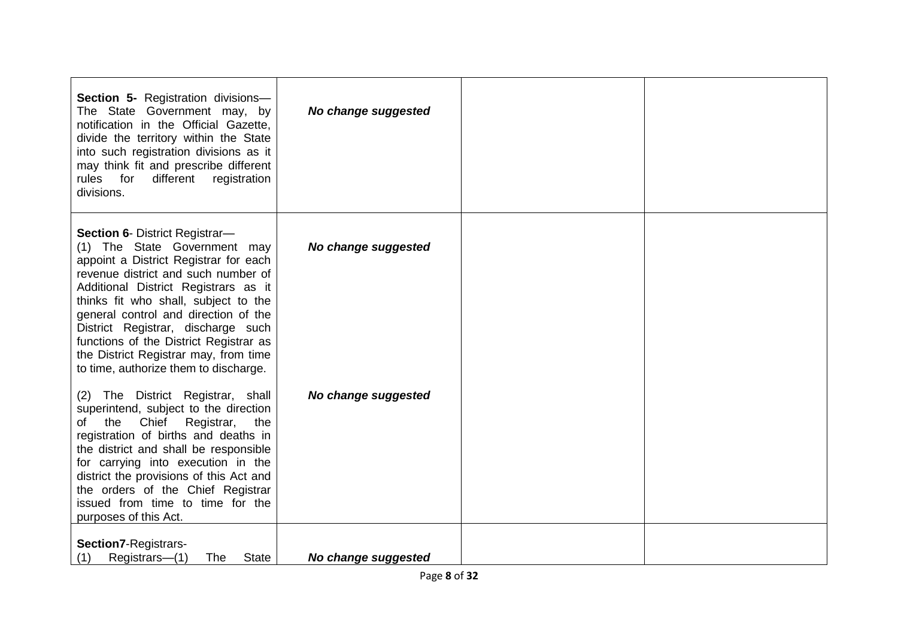| | | | |
|---|---|---|---|
| **Section 5-** Registration divisions— The State Government may, by notification in the Official Gazette, divide the territory within the State into such registration divisions as it may think fit and prescribe different rules for different registration divisions. | ***No change suggested*** | | |
| **Section 6**- District Registrar—<br>(1) The State Government may appoint a District Registrar for each revenue district and such number of Additional District Registrars as it thinks fit who shall, subject to the general control and direction of the District Registrar, discharge such functions of the District Registrar as the District Registrar may, from time to time, authorize them to discharge.<br><br>(2) The District Registrar, shall superintend, subject to the direction of the Chief Registrar, the registration of births and deaths in the district and shall be responsible for carrying into execution in the district the provisions of this Act and the orders of the Chief Registrar issued from time to time for the purposes of this Act. | ***No change suggested***<br><br>***No change suggested*** | | |
| **Section7**-Registrars-<br>(1) Registrars—(1) The State | ***No change suggested*** | | |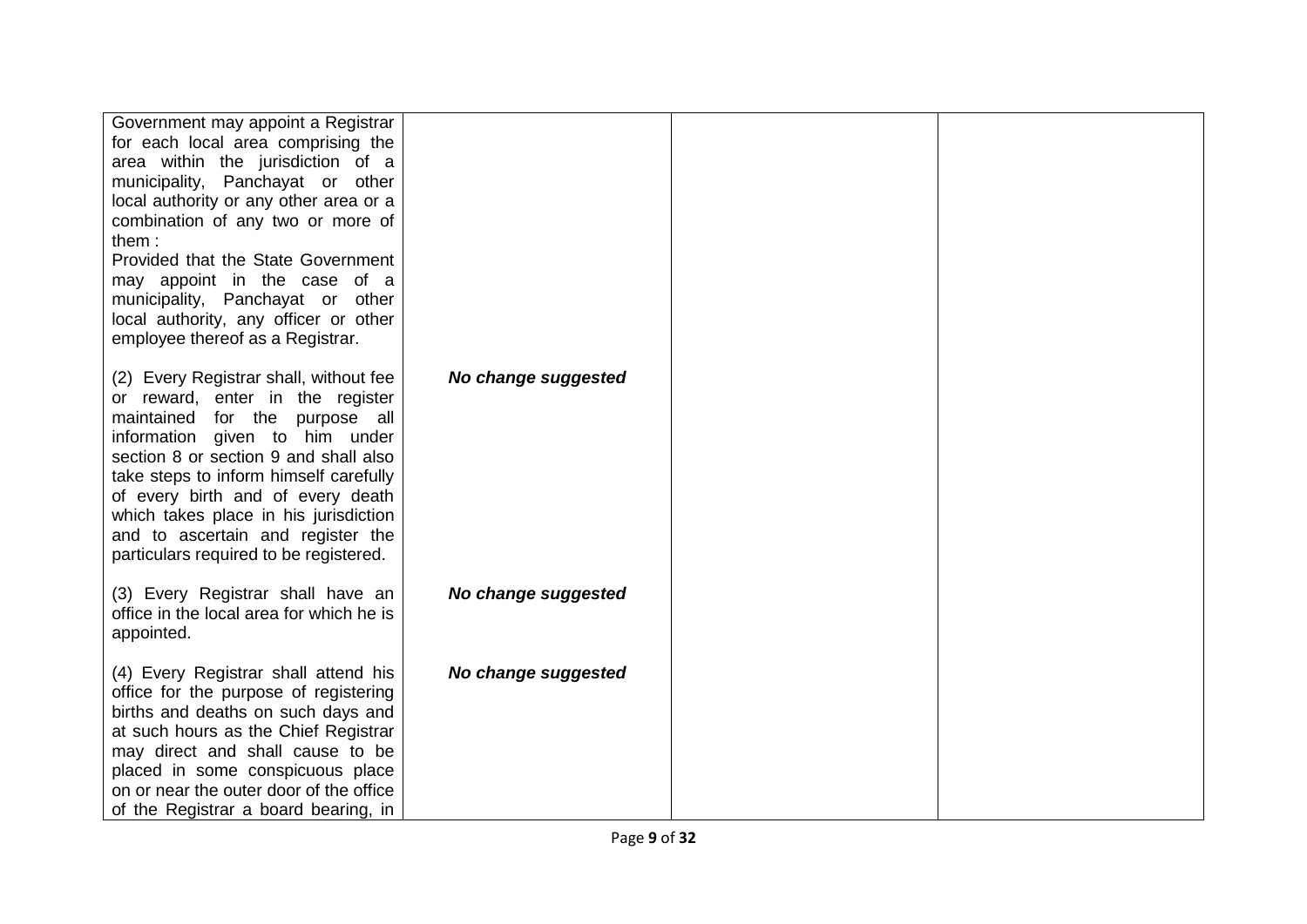| | | | |
|---|---|---|---|
| Government may appoint a Registrar for each local area comprising the area within the jurisdiction of a municipality, Panchayat or other local authority or any other area or a combination of any two or more of them :<br>Provided that the State Government may appoint in the case of a municipality, Panchayat or other local authority, any officer or other employee thereof as a Registrar. | | | |
| (2) Every Registrar shall, without fee or reward, enter in the register maintained for the purpose all information given to him under section 8 or section 9 and shall also take steps to inform himself carefully of every birth and of every death which takes place in his jurisdiction and to ascertain and register the particulars required to be registered. | ***No change suggested*** | | |
| (3) Every Registrar shall have an office in the local area for which he is appointed. | ***No change suggested*** | | |
| (4) Every Registrar shall attend his office for the purpose of registering births and deaths on such days and at such hours as the Chief Registrar may direct and shall cause to be placed in some conspicuous place on or near the outer door of the office of the Registrar a board bearing, in | ***No change suggested*** | | |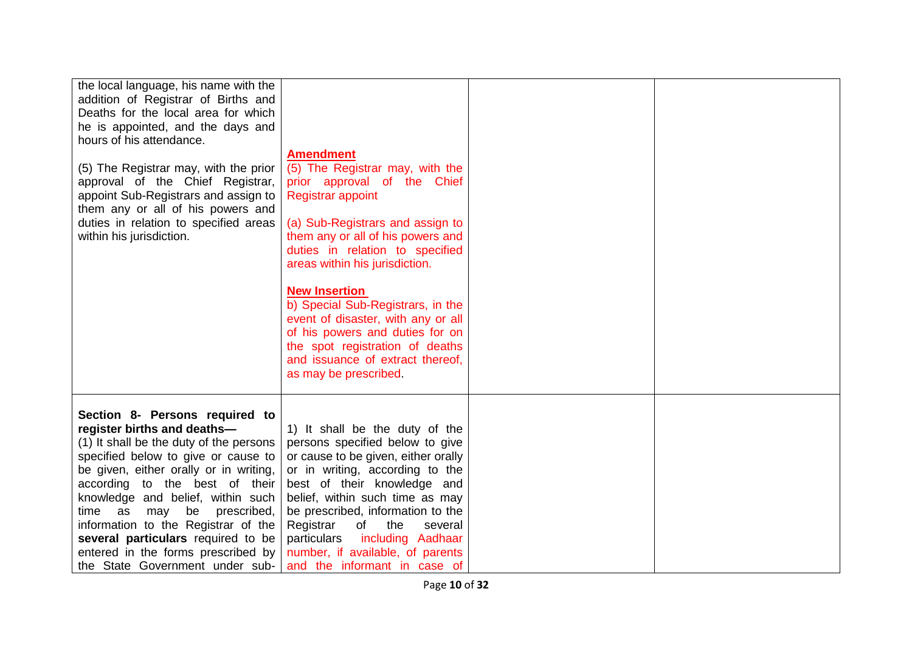| | | | |
|---|---|---|---|
| the local language, his name with the addition of Registrar of Births and Deaths for the local area for which he is appointed, and the days and hours of his attendance.<br><br>(5) The Registrar may, with the prior approval of the Chief Registrar, appoint Sub-Registrars and assign to them any or all of his powers and duties in relation to specified areas within his jurisdiction. | **Amendment**<br>(5) The Registrar may, with the prior approval of the Chief Registrar appoint<br><br>(a) Sub-Registrars and assign to them any or all of his powers and duties in relation to specified areas within his jurisdiction.<br><br>**New Insertion**<br>b) Special Sub-Registrars, in the event of disaster, with any or all of his powers and duties for on the spot registration of deaths and issuance of extract thereof, as may be prescribed. | | |
| **Section 8- Persons required to register births and deaths—**<br>(1) It shall be the duty of the persons specified below to give or cause to be given, either orally or in writing, according to the best of their knowledge and belief, within such time as may be prescribed, information to the Registrar of the **several particulars** required to be entered in the forms prescribed by the State Government under sub- | 1) It shall be the duty of the persons specified below to give or cause to be given, either orally or in writing, according to the best of their knowledge and belief, within such time as may be prescribed, information to the Registrar of the several particulars including Aadhaar number, if available, of parents and the informant in case of | | |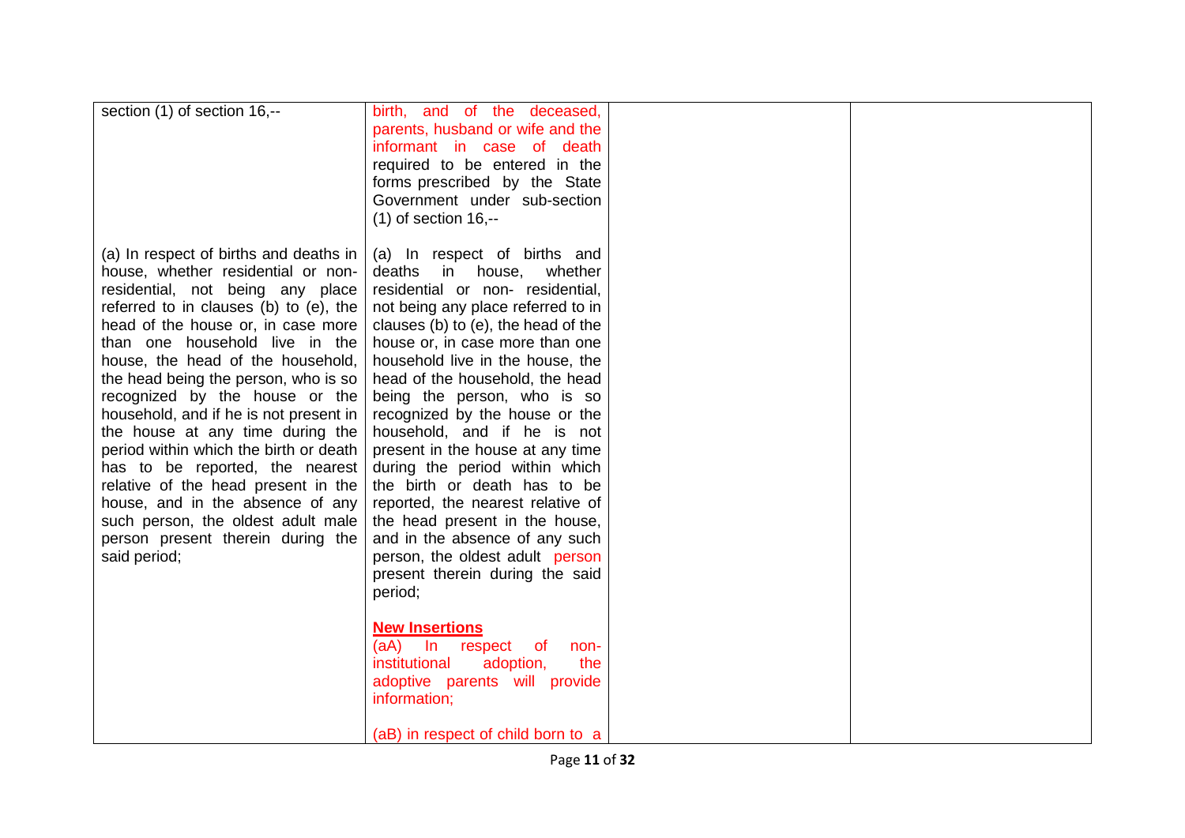| | | | |
|---|---|---|---|
| section (1) of section 16,-- | birth, and of the deceased, parents, husband or wife and the informant in case of death required to be entered in the forms prescribed by the State Government under sub-section (1) of section 16,-- | | |
| (a) In respect of births and deaths in house, whether residential or non-residential, not being any place referred to in clauses (b) to (e), the head of the house or, in case more than one household live in the house, the head of the household, the head being the person, who is so recognized by the house or the household, and if he is not present in the house at any time during the period within which the birth or death has to be reported, the nearest relative of the head present in the house, and in the absence of any such person, the oldest adult male person present therein during the said period; | (a) In respect of births and deaths in house, whether residential or non- residential, not being any place referred to in clauses (b) to (e), the head of the house or, in case more than one household live in the house, the head of the household, the head being the person, who is so recognized by the house or the household, and if he is not present in the house at any time during the period within which the birth or death has to be reported, the nearest relative of the head present in the house, and in the absence of any such person, the oldest adult person present therein during the said period;<br><br>**New Insertions**<br>(aA) In respect of non-institutional adoption, the adoptive parents will provide information;<br><br>(aB) in respect of child born to a | | |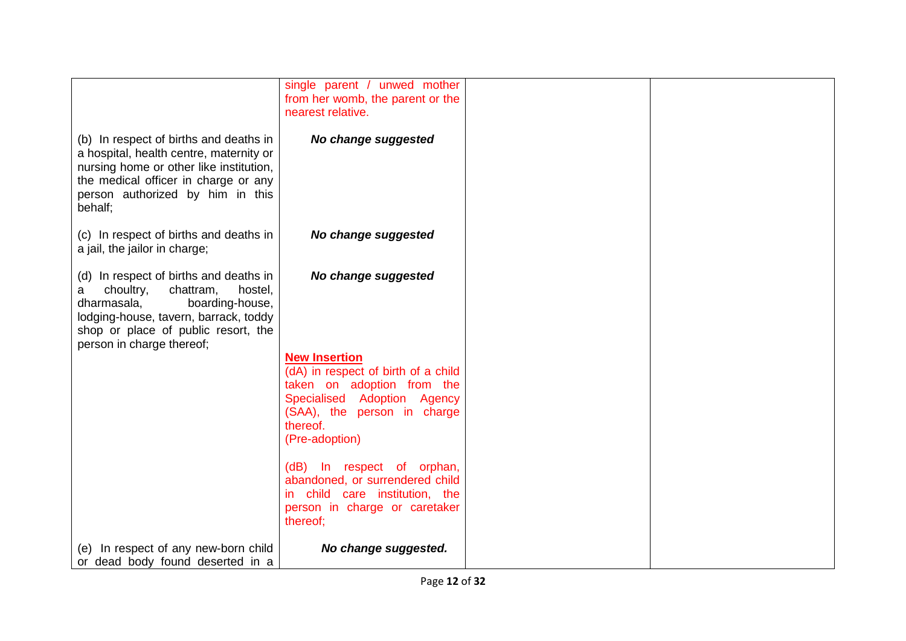| | | | |
|---|---|---|---|
| | single parent / unwed mother from her womb, the parent or the nearest relative. | | |
| (b) In respect of births and deaths in a hospital, health centre, maternity or nursing home or other like institution, the medical officer in charge or any person authorized by him in this behalf; | ***No change suggested*** | | |
| (c) In respect of births and deaths in a jail, the jailor in charge; | ***No change suggested*** | | |
| (d) In respect of births and deaths in a choultry, chattram, hostel, dharmasala, boarding-house, lodging-house, tavern, barrack, toddy shop or place of public resort, the person in charge thereof; | ***No change suggested*** | | |
| | **New Insertion**<br>(dA) in respect of birth of a child taken on adoption from the Specialised Adoption Agency (SAA), the person in charge thereof.<br>(Pre-adoption)<br><br>(dB) In respect of orphan, abandoned, or surrendered child in child care institution, the person in charge or caretaker thereof; | | |
| (e) In respect of any new-born child or dead body found deserted in a | ***No change suggested.*** | | |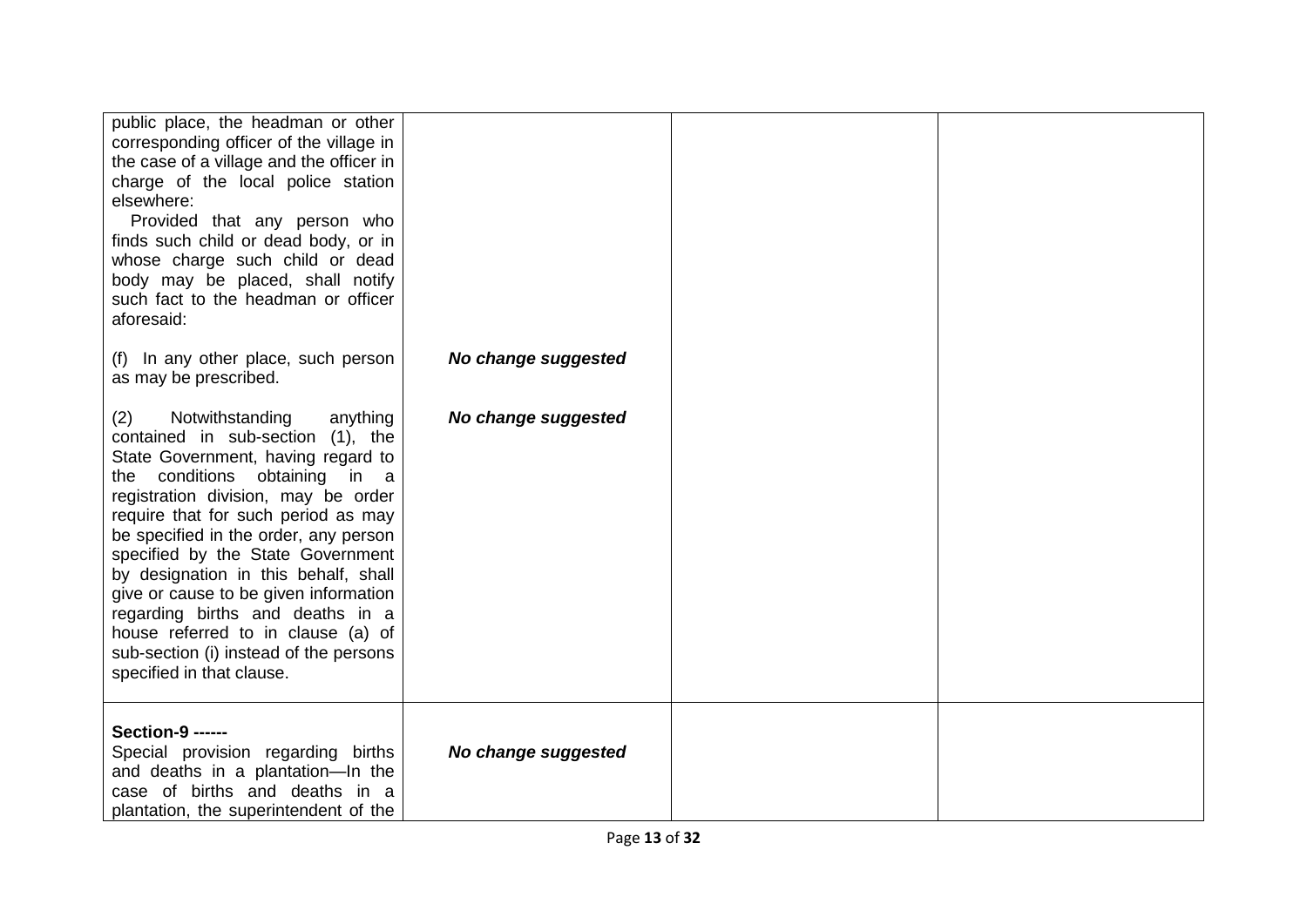| | | | |
|---|---|---|---|
| public place, the headman or other corresponding officer of the village in the case of a village and the officer in charge of the local police station elsewhere:<br><br>Provided that any person who finds such child or dead body, or in whose charge such child or dead body may be placed, shall notify such fact to the headman or officer aforesaid: | | | |
| (f) In any other place, such person as may be prescribed. | ***No change suggested*** | | |
| (2) Notwithstanding anything contained in sub-section (1), the State Government, having regard to the conditions obtaining in a registration division, may be order require that for such period as may be specified in the order, any person specified by the State Government by designation in this behalf, shall give or cause to be given information regarding births and deaths in a house referred to in clause (a) of sub-section (i) instead of the persons specified in that clause. | ***No change suggested*** | | |
| **Section-9 ------**<br>Special provision regarding births and deaths in a plantation—In the case of births and deaths in a plantation, the superintendent of the | ***No change suggested*** | | |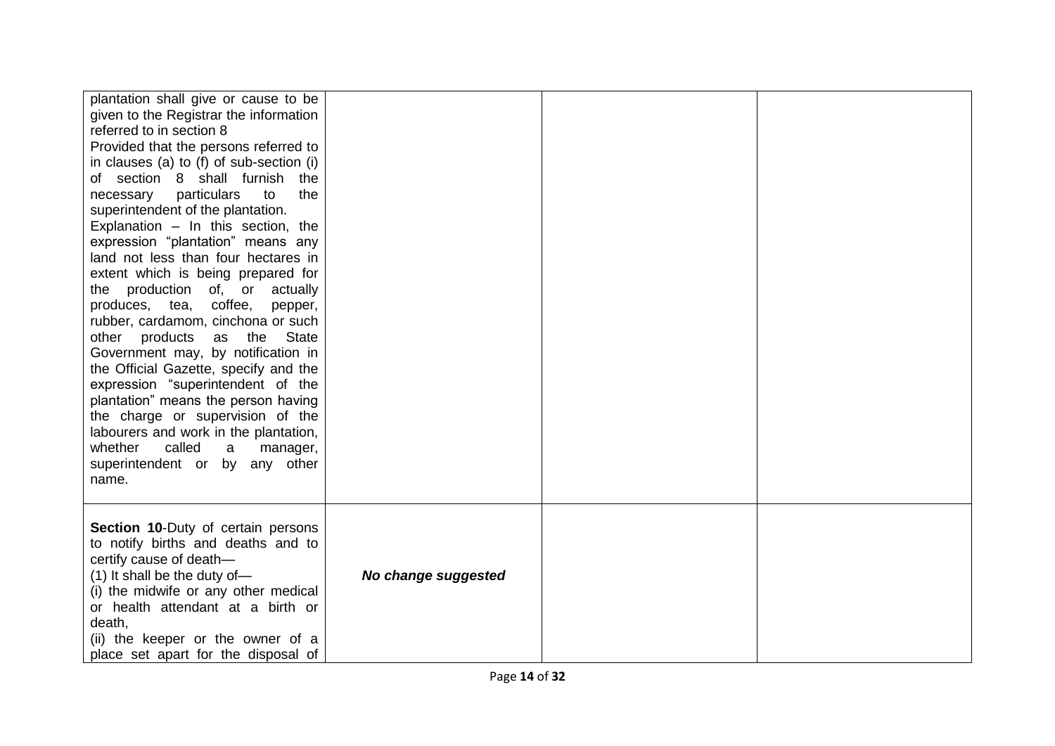| | | | |
|---|---|---|---|
| plantation shall give or cause to be given to the Registrar the information referred to in section 8<br>Provided that the persons referred to in clauses (a) to (f) of sub-section (i) of section 8 shall furnish the necessary particulars to the superintendent of the plantation.<br>Explanation – In this section, the expression "plantation" means any land not less than four hectares in extent which is being prepared for the production of, or actually produces, tea, coffee, pepper, rubber, cardamom, cinchona or such other products as the State Government may, by notification in the Official Gazette, specify and the expression "superintendent of the plantation" means the person having the charge or supervision of the labourers and work in the plantation, whether called a manager, superintendent or by any other name. | | | |
| **Section 10**-Duty of certain persons to notify births and deaths and to certify cause of death—<br>(1) It shall be the duty of—<br>(i) the midwife or any other medical or health attendant at a birth or death,<br>(ii) the keeper or the owner of a place set apart for the disposal of | ***No change suggested*** | | |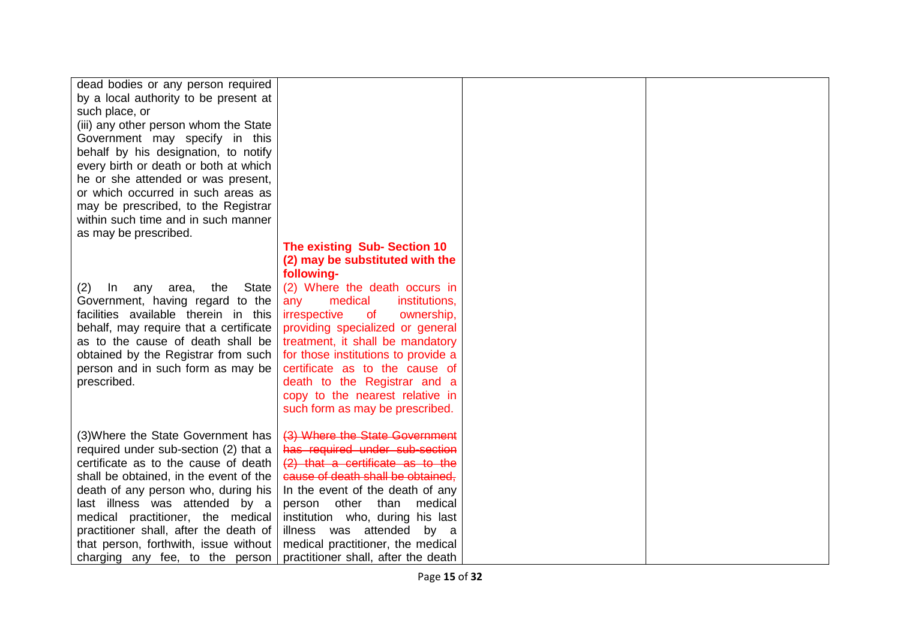| | | | |
|---|---|---|---|
| dead bodies or any person required by a local authority to be present at such place, or<br>(iii) any other person whom the State Government may specify in this behalf by his designation, to notify every birth or death or both at which he or she attended or was present, or which occurred in such areas as may be prescribed, to the Registrar within such time and in such manner as may be prescribed. | | | |
| (2) In any area, the State Government, having regard to the facilities available therein in this behalf, may require that a certificate as to the cause of death shall be obtained by the Registrar from such person and in such form as may be prescribed. | **The existing Sub- Section 10 (2) may be substituted with the following-**<br>(2) Where the death occurs in any medical institutions, irrespective of ownership, providing specialized or general treatment, it shall be mandatory for those institutions to provide a certificate as to the cause of death to the Registrar and a copy to the nearest relative in such form as may be prescribed. | | |
| (3)Where the State Government has required under sub-section (2) that a certificate as to the cause of death shall be obtained, in the event of the death of any person who, during his last illness was attended by a medical practitioner, the medical practitioner shall, after the death of that person, forthwith, issue without charging any fee, to the person | ~~(3) Where the State Government has required under sub-section (2) that a certificate as to the cause of death shall be obtained,~~ In the event of the death of any person other than medical institution who, during his last illness was attended by a medical practitioner, the medical practitioner shall, after the death | | |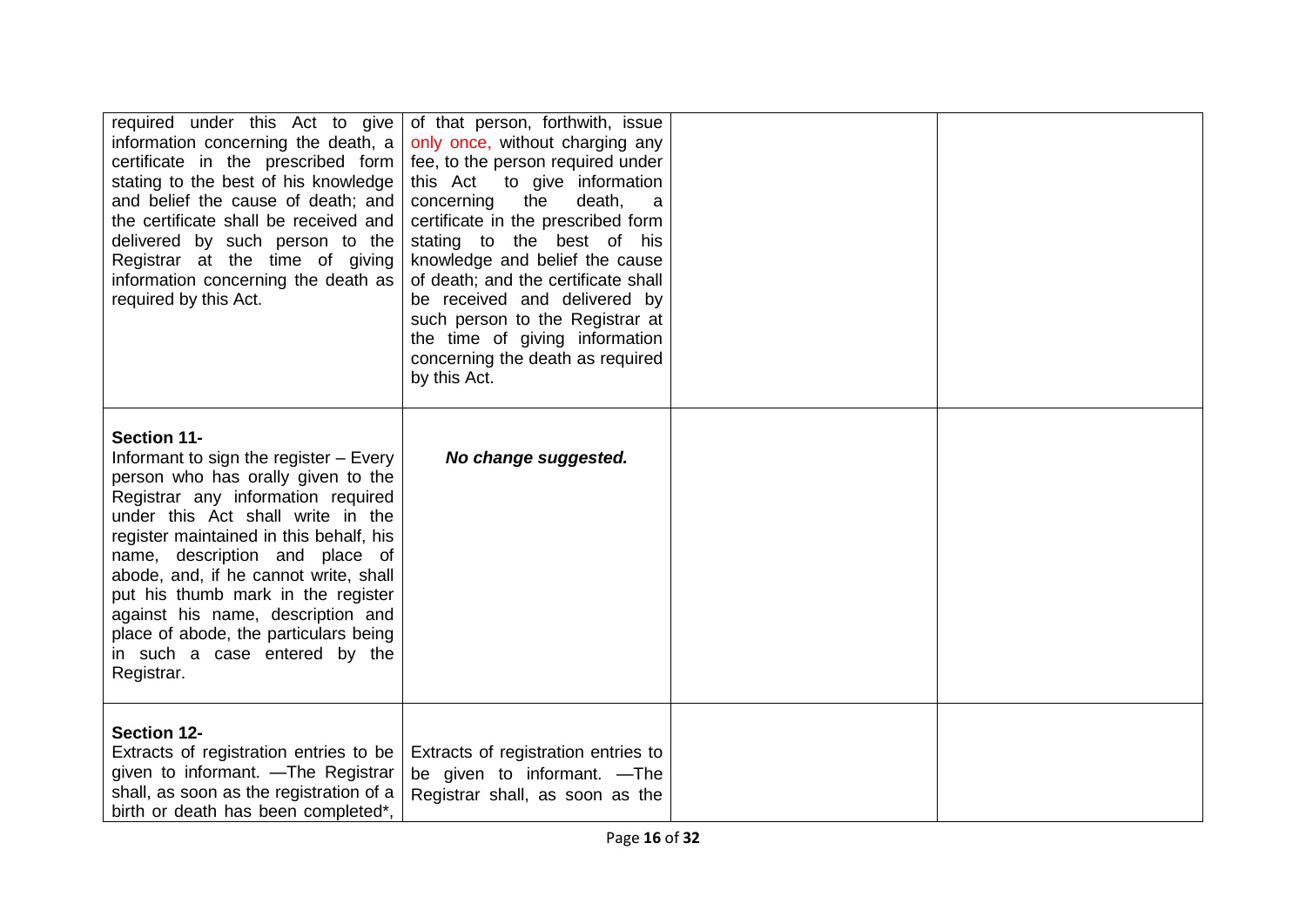| | | | |
|---|---|---|---|
| required under this Act to give information concerning the death, a certificate in the prescribed form stating to the best of his knowledge and belief the cause of death; and the certificate shall be received and delivered by such person to the Registrar at the time of giving information concerning the death as required by this Act. | of that person, forthwith, issue only once, without charging any fee, to the person required under this Act to give information concerning the death, a certificate in the prescribed form stating to the best of his knowledge and belief the cause of death; and the certificate shall be received and delivered by such person to the Registrar at the time of giving information concerning the death as required by this Act. | | |
| **Section 11-**<br>Informant to sign the register – Every person who has orally given to the Registrar any information required under this Act shall write in the register maintained in this behalf, his name, description and place of abode, and, if he cannot write, shall put his thumb mark in the register against his name, description and place of abode, the particulars being in such a case entered by the Registrar. | ***No change suggested.*** | | |
| **Section 12-**<br>Extracts of registration entries to be given to informant. —The Registrar shall, as soon as the registration of a birth or death has been completed*, | Extracts of registration entries to be given to informant. —The Registrar shall, as soon as the | | |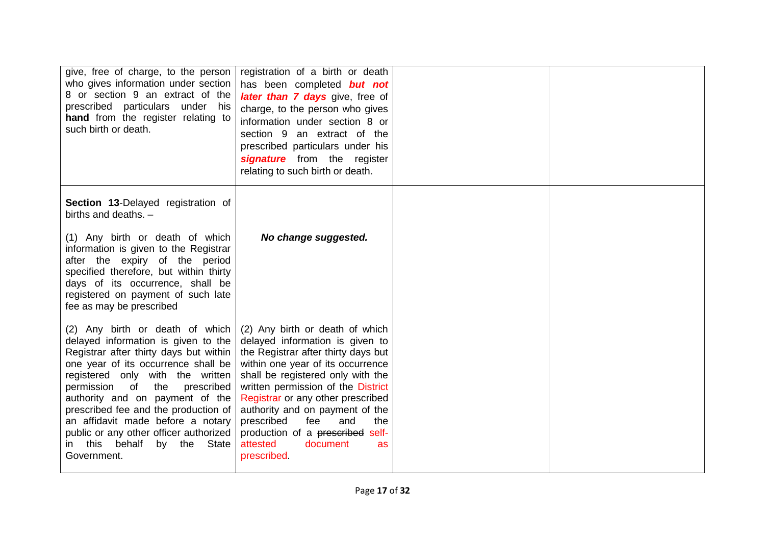| | | | |
|---|---|---|---|
| give, free of charge, to the person who gives information under section 8 or section 9 an extract of the prescribed particulars under his **hand** from the register relating to such birth or death. | registration of a birth or death has been completed ***but not later than 7 days*** give, free of charge, to the person who gives information under section 8 or section 9 an extract of the prescribed particulars under his ***signature*** from the register relating to such birth or death. | | |
| **Section 13**-Delayed registration of births and deaths. – <br><br> (1) Any birth or death of which information is given to the Registrar after the expiry of the period specified therefore, but within thirty days of its occurrence, shall be registered on payment of such late fee as may be prescribed <br><br> (2) Any birth or death of which delayed information is given to the Registrar after thirty days but within one year of its occurrence shall be registered only with the written permission of the prescribed authority and on payment of the prescribed fee and the production of an affidavit made before a notary public or any other officer authorized in this behalf by the State Government. | ***No change suggested.*** <br><br> (2) Any birth or death of which delayed information is given to the Registrar after thirty days but within one year of its occurrence shall be registered only with the written permission of the District Registrar or any other prescribed authority and on payment of the prescribed fee and the production of a ~~prescribed~~ self-attested document as prescribed. | | |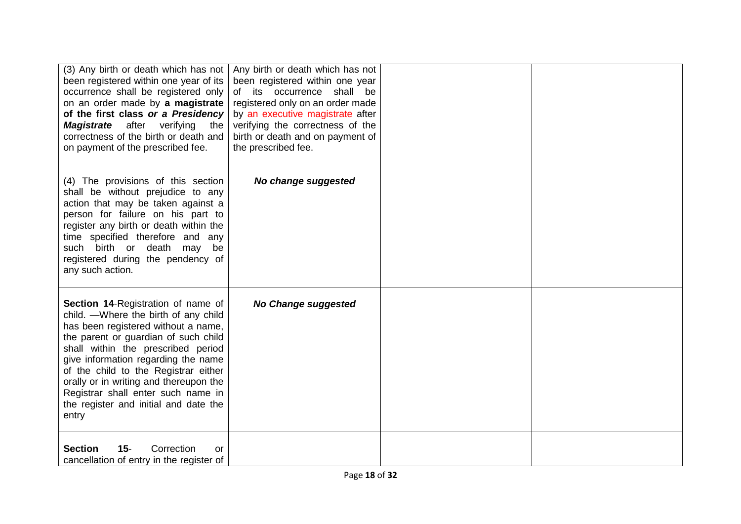| | | | |
|---|---|---|---|
| (3) Any birth or death which has not been registered within one year of its occurrence shall be registered only on an order made by **a magistrate of the first class *or a Presidency Magistrate*** after verifying the correctness of the birth or death and on payment of the prescribed fee.<br><br>(4) The provisions of this section shall be without prejudice to any action that may be taken against a person for failure on his part to register any birth or death within the time specified therefore and any such birth or death may be registered during the pendency of any such action. | Any birth or death which has not been registered within one year of its occurrence shall be registered only on an order made by an executive magistrate after verifying the correctness of the birth or death and on payment of the prescribed fee.<br><br>***No change suggested*** | | |
| **Section 14**-Registration of name of child. —Where the birth of any child has been registered without a name, the parent or guardian of such child shall within the prescribed period give information regarding the name of the child to the Registrar either orally or in writing and thereupon the Registrar shall enter such name in the register and initial and date the entry | ***No Change suggested*** | | |
| **Section 15**- Correction or cancellation of entry in the register of | | | |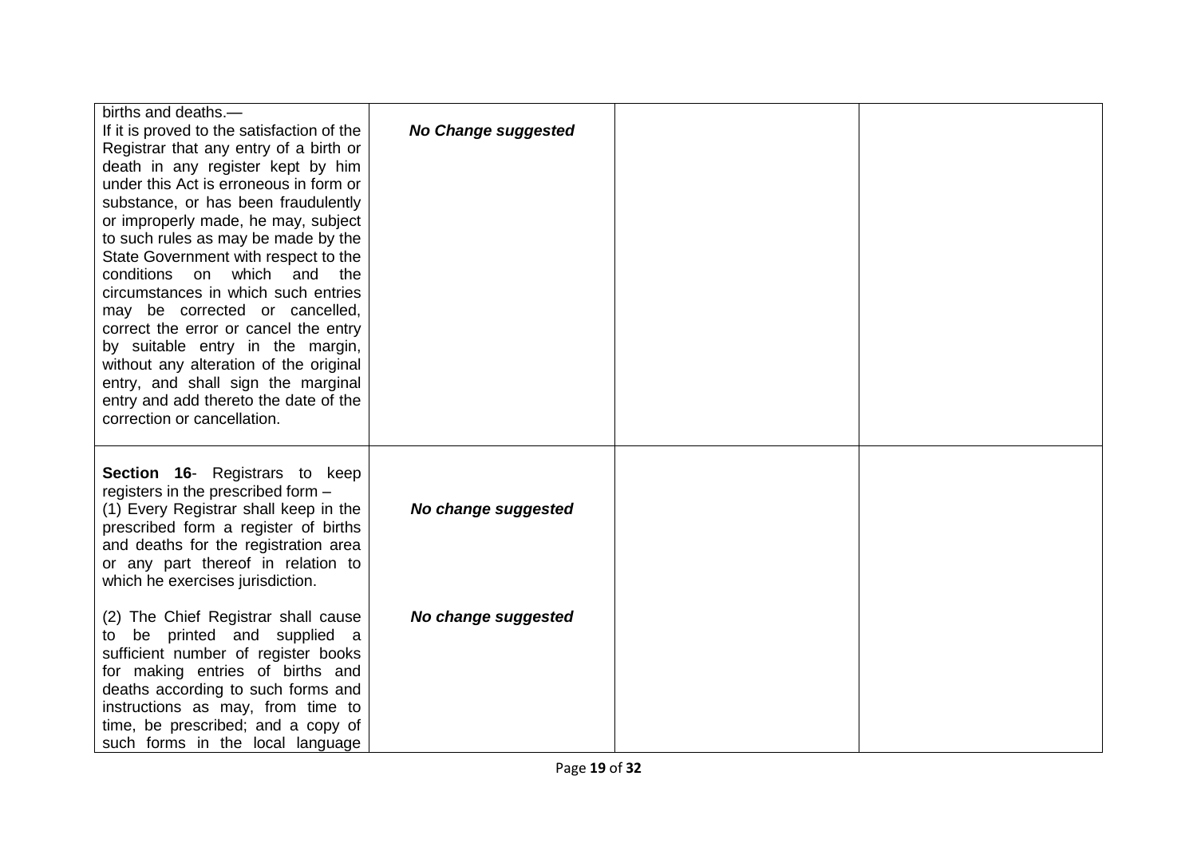| | | | |
|---|---|---|---|
| births and deaths.—<br>If it is proved to the satisfaction of the Registrar that any entry of a birth or death in any register kept by him under this Act is erroneous in form or substance, or has been fraudulently or improperly made, he may, subject to such rules as may be made by the State Government with respect to the conditions on which and the circumstances in which such entries may be corrected or cancelled, correct the error or cancel the entry by suitable entry in the margin, without any alteration of the original entry, and shall sign the marginal entry and add thereto the date of the correction or cancellation. | ***No Change suggested*** | | |
| **Section 16**- Registrars to keep registers in the prescribed form –<br>(1) Every Registrar shall keep in the prescribed form a register of births and deaths for the registration area or any part thereof in relation to which he exercises jurisdiction.<br><br>(2) The Chief Registrar shall cause to be printed and supplied a sufficient number of register books for making entries of births and deaths according to such forms and instructions as may, from time to time, be prescribed; and a copy of such forms in the local language | ***No change suggested***<br><br><br><br><br><br>***No change suggested*** | | |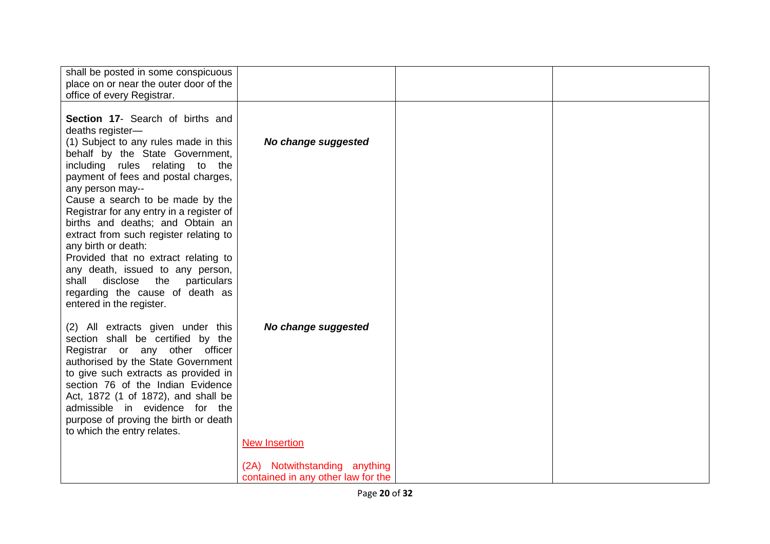| | | | |
|---|---|---|---|
| shall be posted in some conspicuous place on or near the outer door of the office of every Registrar. | | | |
| **Section 17**- Search of births and deaths register—<br>(1) Subject to any rules made in this behalf by the State Government, including rules relating to the payment of fees and postal charges, any person may--<br>Cause a search to be made by the Registrar for any entry in a register of births and deaths; and Obtain an extract from such register relating to any birth or death:<br>Provided that no extract relating to any death, issued to any person, shall disclose the particulars regarding the cause of death as entered in the register.<br><br>(2) All extracts given under this section shall be certified by the Registrar or any other officer authorised by the State Government to give such extracts as provided in section 76 of the Indian Evidence Act, 1872 (1 of 1872), and shall be admissible in evidence for the purpose of proving the birth or death to which the entry relates. | ***No change suggested***<br><br>***No change suggested***<br><br>New Insertion<br><br>(2A) Notwithstanding anything contained in any other law for the | | |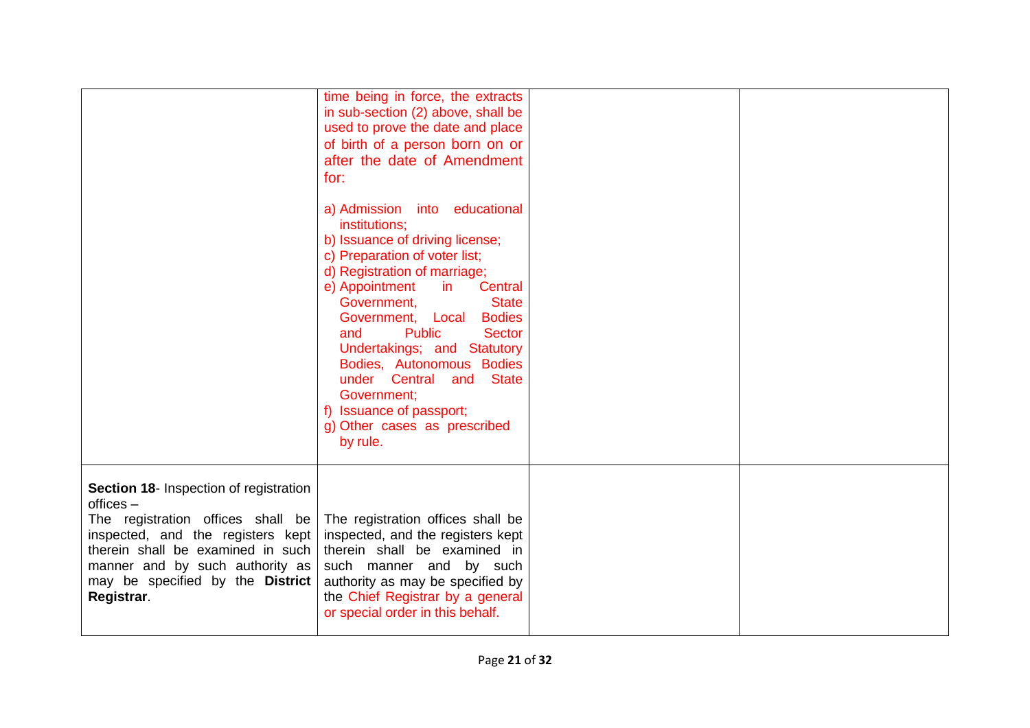| | | | |
|---|---|---|---|
| | time being in force, the extracts in sub-section (2) above, shall be used to prove the date and place of birth of a person born on or after the date of Amendment for:<br><br>a) Admission into educational institutions;<br>b) Issuance of driving license;<br>c) Preparation of voter list;<br>d) Registration of marriage;<br>e) Appointment in Central Government, State Government, Local Bodies and Public Sector Undertakings; and Statutory Bodies, Autonomous Bodies under Central and State Government;<br>f) Issuance of passport;<br>g) Other cases as prescribed by rule. | | |
| **Section 18**- Inspection of registration offices –<br>The registration offices shall be inspected, and the registers kept therein shall be examined in such manner and by such authority as may be specified by the **District Registrar**. | The registration offices shall be inspected, and the registers kept therein shall be examined in such manner and by such authority as may be specified by the Chief Registrar by a general or special order in this behalf. | | |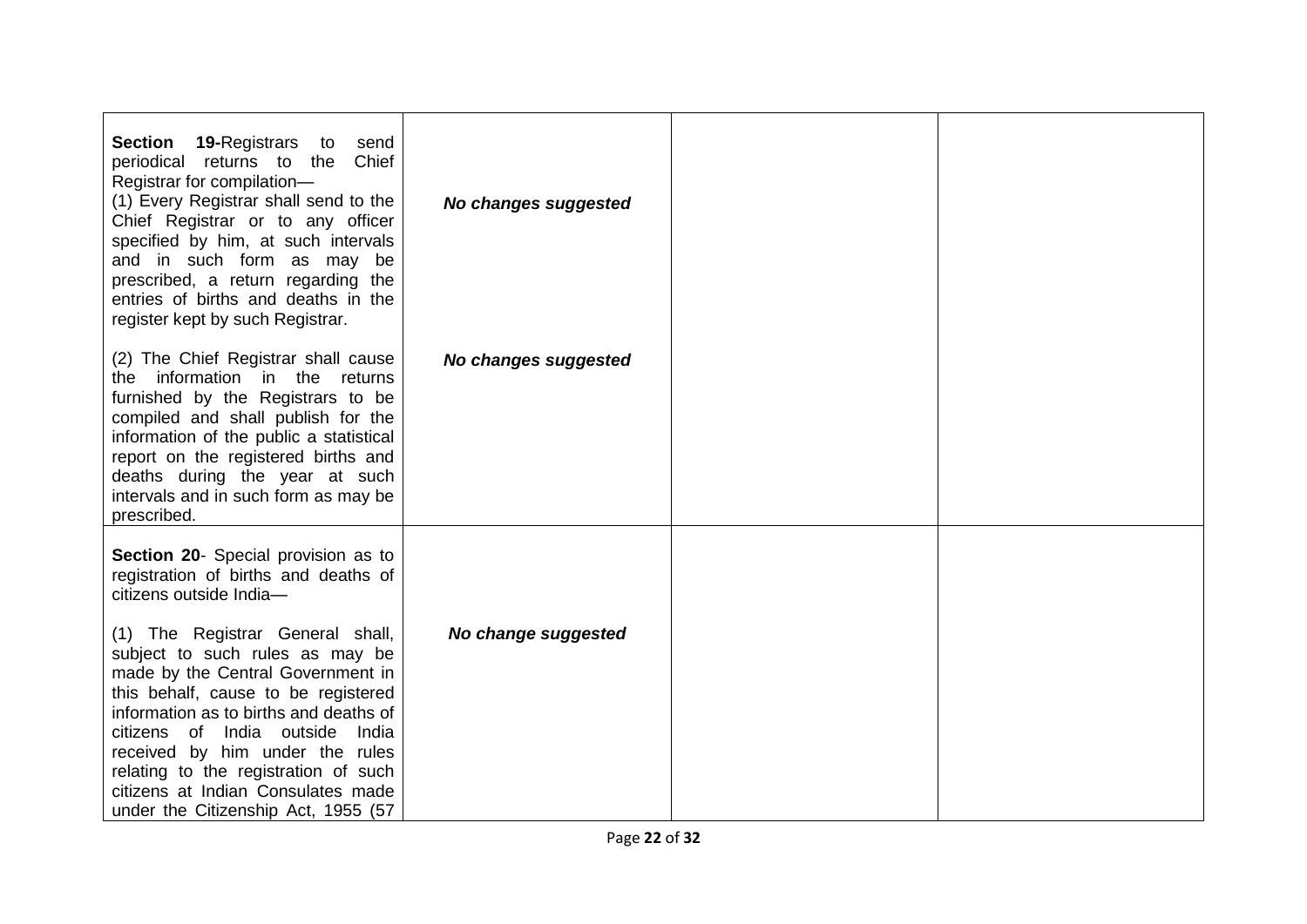| | | | |
|---|---|---|---|
| **Section 19-**Registrars to send periodical returns to the Chief Registrar for compilation—<br>(1) Every Registrar shall send to the Chief Registrar or to any officer specified by him, at such intervals and in such form as may be prescribed, a return regarding the entries of births and deaths in the register kept by such Registrar.<br><br>(2) The Chief Registrar shall cause the information in the returns furnished by the Registrars to be compiled and shall publish for the information of the public a statistical report on the registered births and deaths during the year at such intervals and in such form as may be prescribed. | ***No changes suggested***<br><br><br><br><br><br><br><br>***No changes suggested*** | | |
| **Section 20**- Special provision as to registration of births and deaths of citizens outside India—<br><br>(1) The Registrar General shall, subject to such rules as may be made by the Central Government in this behalf, cause to be registered information as to births and deaths of citizens of India outside India received by him under the rules relating to the registration of such citizens at Indian Consulates made under the Citizenship Act, 1955 (57 | <br><br><br><br>***No change suggested*** | | |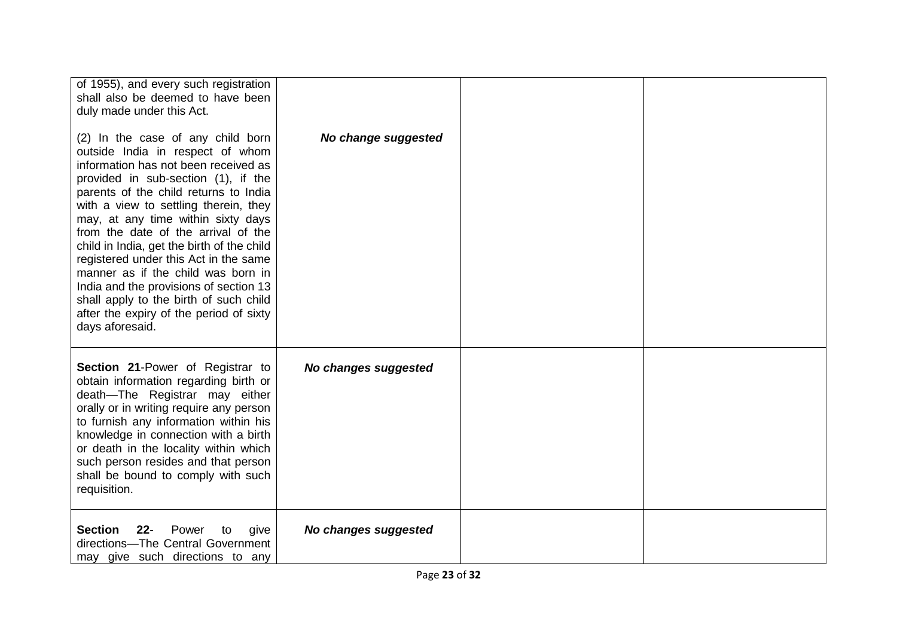| | | | |
|---|---|---|---|
| of 1955), and every such registration shall also be deemed to have been duly made under this Act.<br><br>(2) In the case of any child born outside India in respect of whom information has not been received as provided in sub-section (1), if the parents of the child returns to India with a view to settling therein, they may, at any time within sixty days from the date of the arrival of the child in India, get the birth of the child registered under this Act in the same manner as if the child was born in India and the provisions of section 13 shall apply to the birth of such child after the expiry of the period of sixty days aforesaid. | ***No change suggested*** | | |
| **Section 21**-Power of Registrar to obtain information regarding birth or death—The Registrar may either orally or in writing require any person to furnish any information within his knowledge in connection with a birth or death in the locality within which such person resides and that person shall be bound to comply with such requisition. | ***No changes suggested*** | | |
| **Section 22**- Power to give directions—The Central Government may give such directions to any | ***No changes suggested*** | | |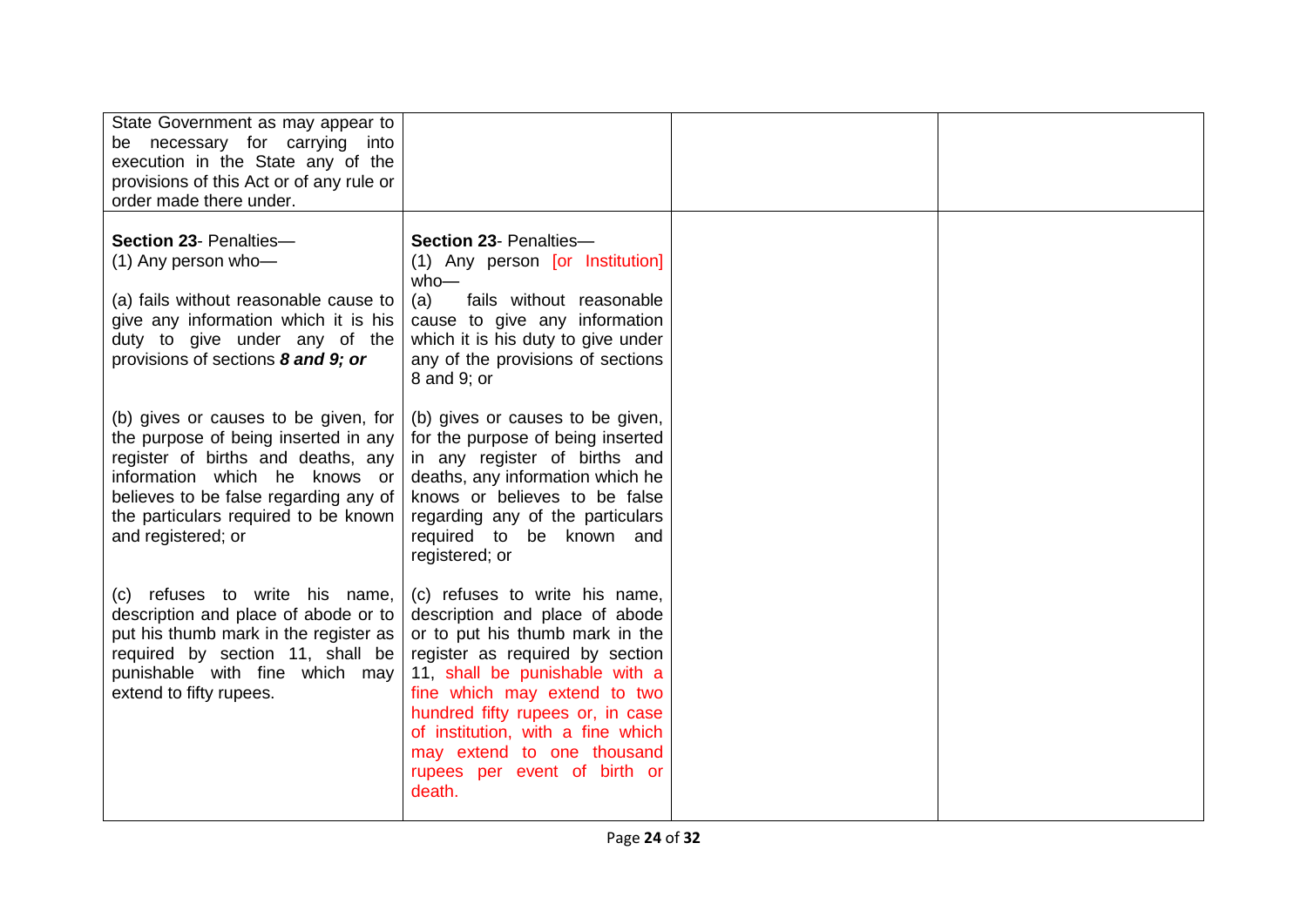| | | | |
|---|---|---|---|
| State Government as may appear to be necessary for carrying into execution in the State any of the provisions of this Act or of any rule or order made there under. | | | |
| **Section 23**- Penalties—<br>(1) Any person who—<br><br>(a) fails without reasonable cause to give any information which it is his duty to give under any of the provisions of sections ***8 and 9; or***<br><br>(b) gives or causes to be given, for the purpose of being inserted in any register of births and deaths, any information which he knows or believes to be false regarding any of the particulars required to be known and registered; or<br><br>(c) refuses to write his name, description and place of abode or to put his thumb mark in the register as required by section 11, shall be punishable with fine which may extend to fifty rupees. | **Section 23**- Penalties—<br>(1) Any person [or Institution] who—<br>(a) fails without reasonable cause to give any information which it is his duty to give under any of the provisions of sections 8 and 9; or<br><br>(b) gives or causes to be given, for the purpose of being inserted in any register of births and deaths, any information which he knows or believes to be false regarding any of the particulars required to be known and registered; or<br><br>(c) refuses to write his name, description and place of abode or to put his thumb mark in the register as required by section 11, shall be punishable with a fine which may extend to two hundred fifty rupees or, in case of institution, with a fine which may extend to one thousand rupees per event of birth or death. | | |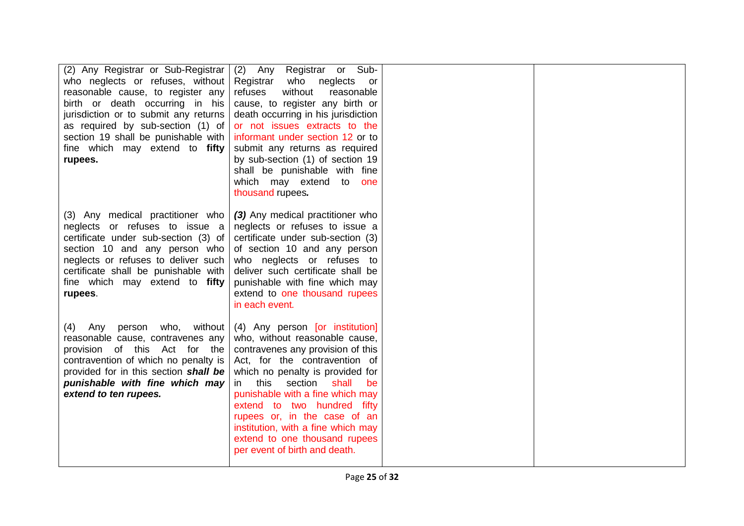| | | | |
|---|---|---|---|
| (2) Any Registrar or Sub-Registrar who neglects or refuses, without reasonable cause, to register any birth or death occurring in his jurisdiction or to submit any returns as required by sub-section (1) of section 19 shall be punishable with fine which may extend to **fifty rupees.** | (2) Any Registrar or Sub-Registrar who neglects or refuses without reasonable cause, to register any birth or death occurring in his jurisdiction or not issues extracts to the informant under section 12 or to submit any returns as required by sub-section (1) of section 19 shall be punishable with fine which may extend to one thousand rupees*.* | | |
| (3) Any medical practitioner who neglects or refuses to issue a certificate under sub-section (3) of section 10 and any person who neglects or refuses to deliver such certificate shall be punishable with fine which may extend to **fifty rupees**. | ***(3)*** Any medical practitioner who neglects or refuses to issue a certificate under sub-section (3) of section 10 and any person who neglects or refuses to deliver such certificate shall be punishable with fine which may extend to one thousand rupees in each event. | | |
| (4) Any person who, without reasonable cause, contravenes any provision of this Act for the contravention of which no penalty is provided for in this section ***shall be punishable with fine which may extend to ten rupees.*** | (4) Any person [or institution] who, without reasonable cause, contravenes any provision of this Act, for the contravention of which no penalty is provided for in this section shall be punishable with a fine which may extend to two hundred fifty rupees or, in the case of an institution, with a fine which may extend to one thousand rupees per event of birth and death. | | |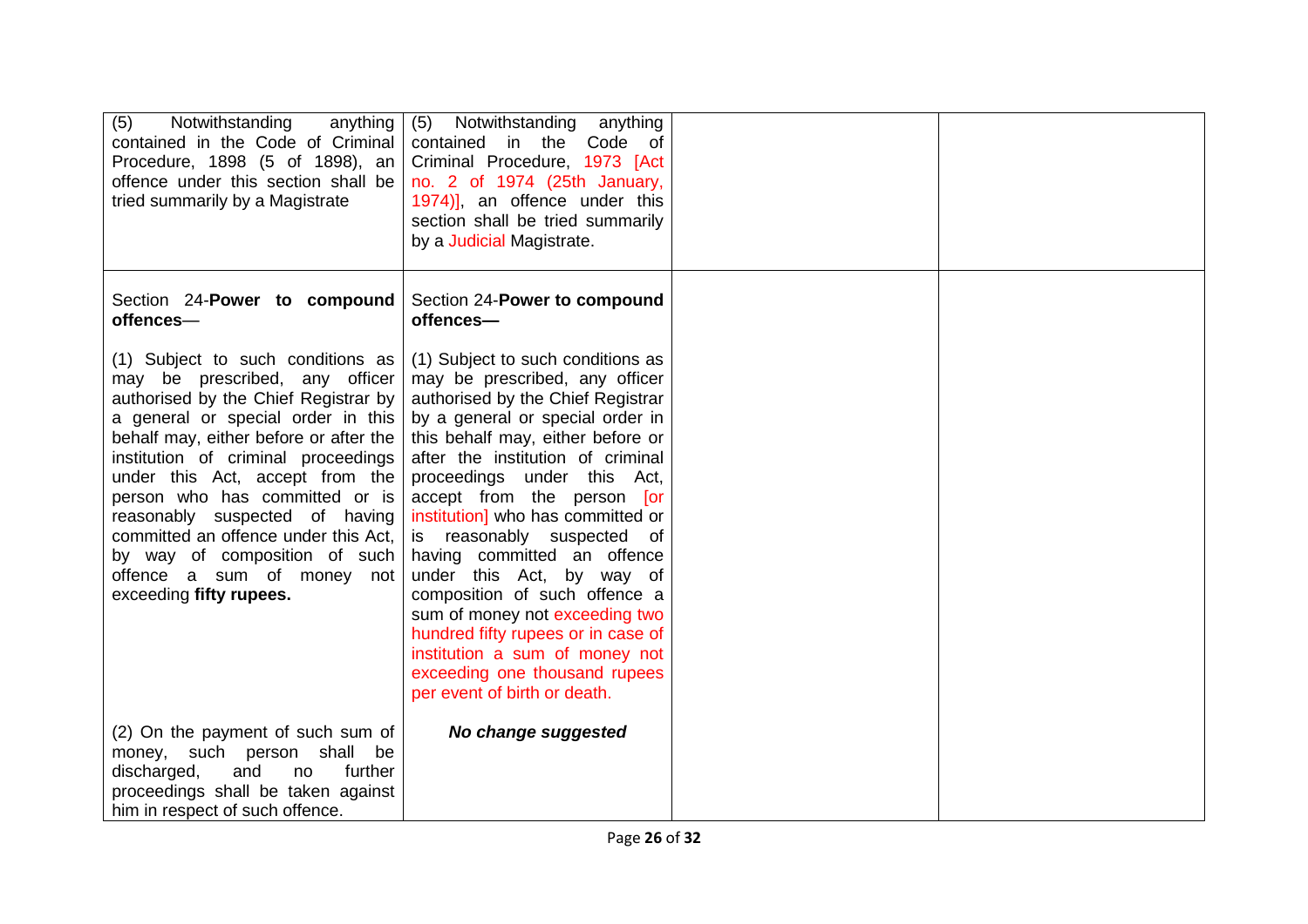| | | | |
|---|---|---|---|
| (5) Notwithstanding anything contained in the Code of Criminal Procedure, 1898 (5 of 1898), an offence under this section shall be tried summarily by a Magistrate | (5) Notwithstanding anything contained in the Code of Criminal Procedure, 1973 [Act no. 2 of 1974 (25th January, 1974)], an offence under this section shall be tried summarily by a Judicial Magistrate. | | |
| Section 24-**Power to compound offences**—<br><br>(1) Subject to such conditions as may be prescribed, any officer authorised by the Chief Registrar by a general or special order in this behalf may, either before or after the institution of criminal proceedings under this Act, accept from the person who has committed or is reasonably suspected of having committed an offence under this Act, by way of composition of such offence a sum of money not exceeding **fifty rupees.** | Section 24-**Power to compound offences—**<br><br>(1) Subject to such conditions as may be prescribed, any officer authorised by the Chief Registrar by a general or special order in this behalf may, either before or after the institution of criminal proceedings under this Act, accept from the person [or institution] who has committed or is reasonably suspected of having committed an offence under this Act, by way of composition of such offence a sum of money not exceeding two hundred fifty rupees or in case of institution a sum of money not exceeding one thousand rupees per event of birth or death. | | |
| (2) On the payment of such sum of money, such person shall be discharged, and no further proceedings shall be taken against him in respect of such offence. | ***No change suggested*** | | |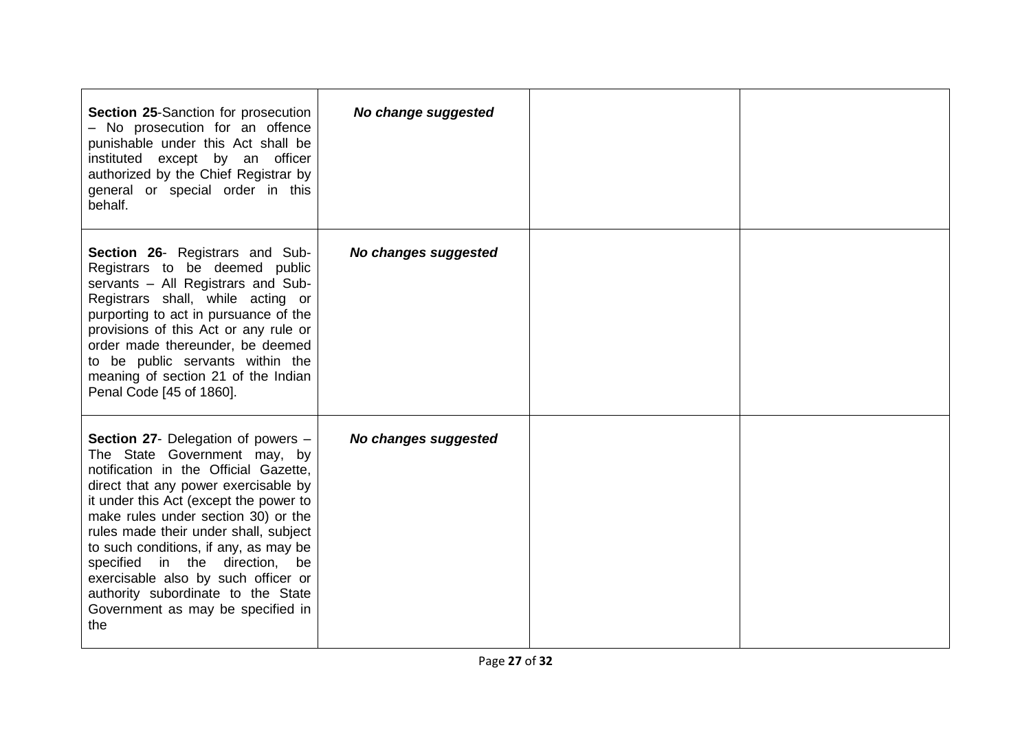| | | | |
|---|---|---|---|
| **Section 25**-Sanction for prosecution – No prosecution for an offence punishable under this Act shall be instituted except by an officer authorized by the Chief Registrar by general or special order in this behalf. | ***No change suggested*** | | |
| **Section 26**- Registrars and Sub-Registrars to be deemed public servants – All Registrars and Sub-Registrars shall, while acting or purporting to act in pursuance of the provisions of this Act or any rule or order made thereunder, be deemed to be public servants within the meaning of section 21 of the Indian Penal Code [45 of 1860]. | ***No changes suggested*** | | |
| **Section 27**- Delegation of powers – The State Government may, by notification in the Official Gazette, direct that any power exercisable by it under this Act (except the power to make rules under section 30) or the rules made their under shall, subject to such conditions, if any, as may be specified in the direction, be exercisable also by such officer or authority subordinate to the State Government as may be specified in the | ***No changes suggested*** | | |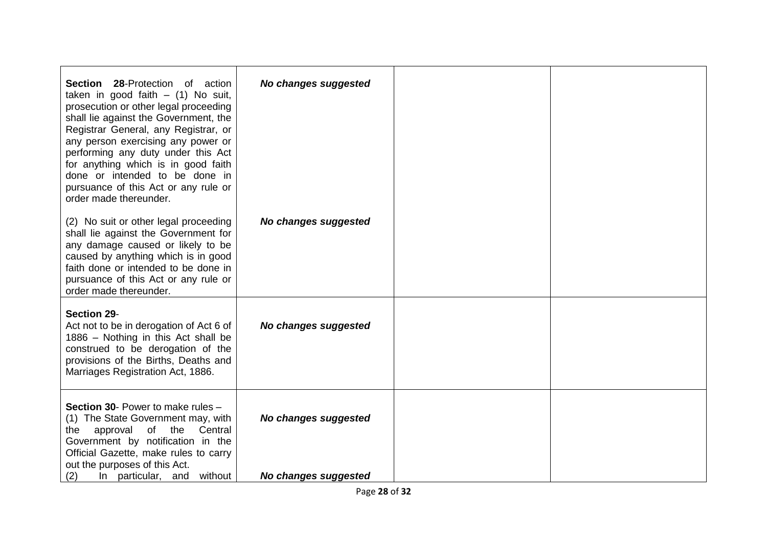| | | | |
|---|---|---|---|
| **Section 28**-Protection of action taken in good faith – (1) No suit, prosecution or other legal proceeding shall lie against the Government, the Registrar General, any Registrar, or any person exercising any power or performing any duty under this Act for anything which is in good faith done or intended to be done in pursuance of this Act or any rule or order made thereunder.<br><br>(2) No suit or other legal proceeding shall lie against the Government for any damage caused or likely to be caused by anything which is in good faith done or intended to be done in pursuance of this Act or any rule or order made thereunder. | ***No changes suggested***<br><br>***No changes suggested*** | | |
| **Section 29**-<br>Act not to be in derogation of Act 6 of 1886 – Nothing in this Act shall be construed to be derogation of the provisions of the Births, Deaths and Marriages Registration Act, 1886. | ***No changes suggested*** | | |
| **Section 30**- Power to make rules –<br>(1) The State Government may, with the approval of the Central Government by notification in the Official Gazette, make rules to carry out the purposes of this Act.<br>(2) In particular, and without | ***No changes suggested***<br><br>***No changes suggested*** | | |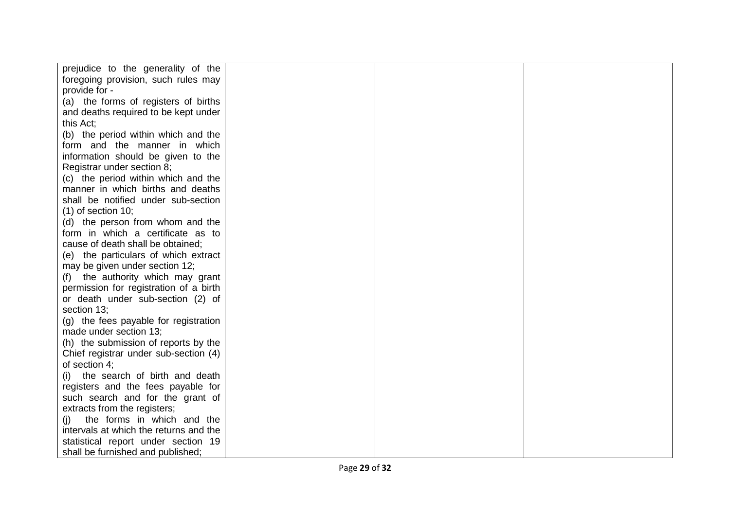| | | | |
|---|---|---|---|
| prejudice to the generality of the foregoing provision, such rules may provide for -<br>(a) the forms of registers of births and deaths required to be kept under this Act;<br>(b) the period within which and the form and the manner in which information should be given to the Registrar under section 8;<br>(c) the period within which and the manner in which births and deaths shall be notified under sub-section (1) of section 10;<br>(d) the person from whom and the form in which a certificate as to cause of death shall be obtained;<br>(e) the particulars of which extract may be given under section 12;<br>(f) the authority which may grant permission for registration of a birth or death under sub-section (2) of section 13;<br>(g) the fees payable for registration made under section 13;<br>(h) the submission of reports by the Chief registrar under sub-section (4) of section 4;<br>(i) the search of birth and death registers and the fees payable for such search and for the grant of extracts from the registers;<br>(j) the forms in which and the intervals at which the returns and the statistical report under section 19 shall be furnished and published; | | | |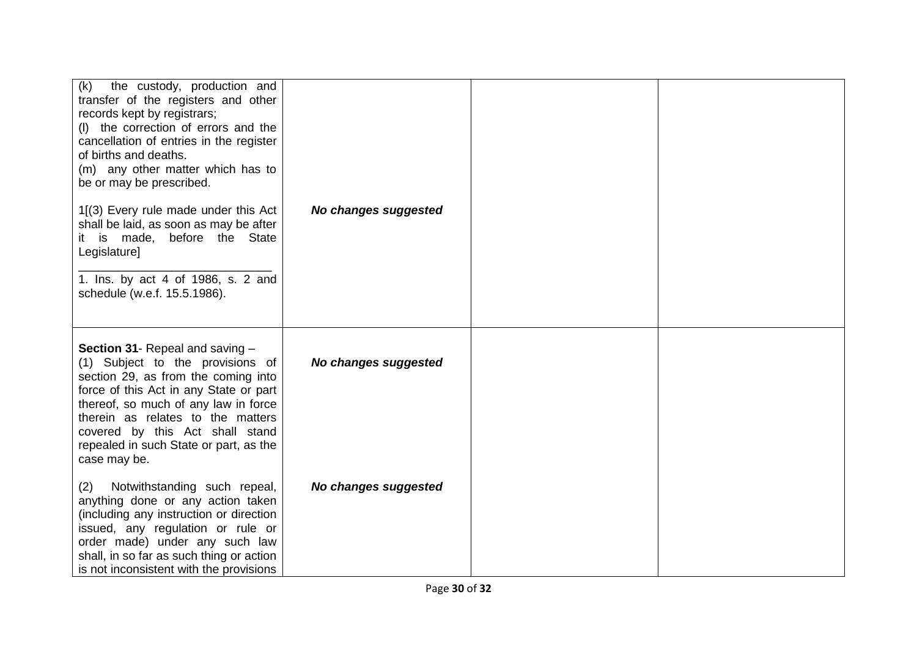| | | | |
|---|---|---|---|
| (k) the custody, production and transfer of the registers and other records kept by registrars;<br>(l) the correction of errors and the cancellation of entries in the register of births and deaths.<br>(m) any other matter which has to be or may be prescribed.<br><br>1[(3) Every rule made under this Act shall be laid, as soon as may be after it is made, before the State Legislature]<br>____________________________<br>1. Ins. by act 4 of 1986, s. 2 and schedule (w.e.f. 15.5.1986). | ***No changes suggested*** | | |
| **Section 31**- Repeal and saving –<br>(1) Subject to the provisions of section 29, as from the coming into force of this Act in any State or part thereof, so much of any law in force therein as relates to the matters covered by this Act shall stand repealed in such State or part, as the case may be.<br><br>(2) Notwithstanding such repeal, anything done or any action taken (including any instruction or direction issued, any regulation or rule or order made) under any such law shall, in so far as such thing or action is not inconsistent with the provisions | ***No changes suggested***<br><br><br><br><br><br><br><br><br>***No changes suggested*** | | |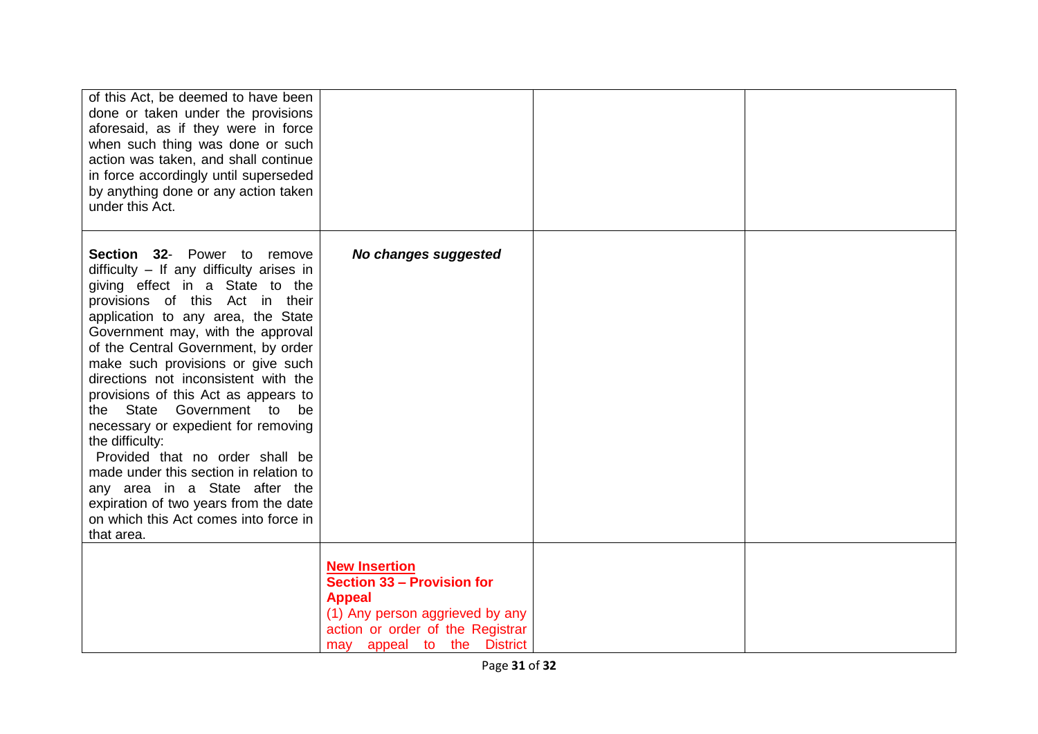| | | | |
|---|---|---|---|
| of this Act, be deemed to have been done or taken under the provisions aforesaid, as if they were in force when such thing was done or such action was taken, and shall continue in force accordingly until superseded by anything done or any action taken under this Act. | | | |
| **Section 32**- Power to remove difficulty – If any difficulty arises in giving effect in a State to the provisions of this Act in their application to any area, the State Government may, with the approval of the Central Government, by order make such provisions or give such directions not inconsistent with the provisions of this Act as appears to the State Government to be necessary or expedient for removing the difficulty:<br>Provided that no order shall be made under this section in relation to any area in a State after the expiration of two years from the date on which this Act comes into force in that area. | ***No changes suggested*** | | |
| | **New Insertion**<br>**Section 33 – Provision for Appeal**<br>(1) Any person aggrieved by any action or order of the Registrar may appeal to the District | | |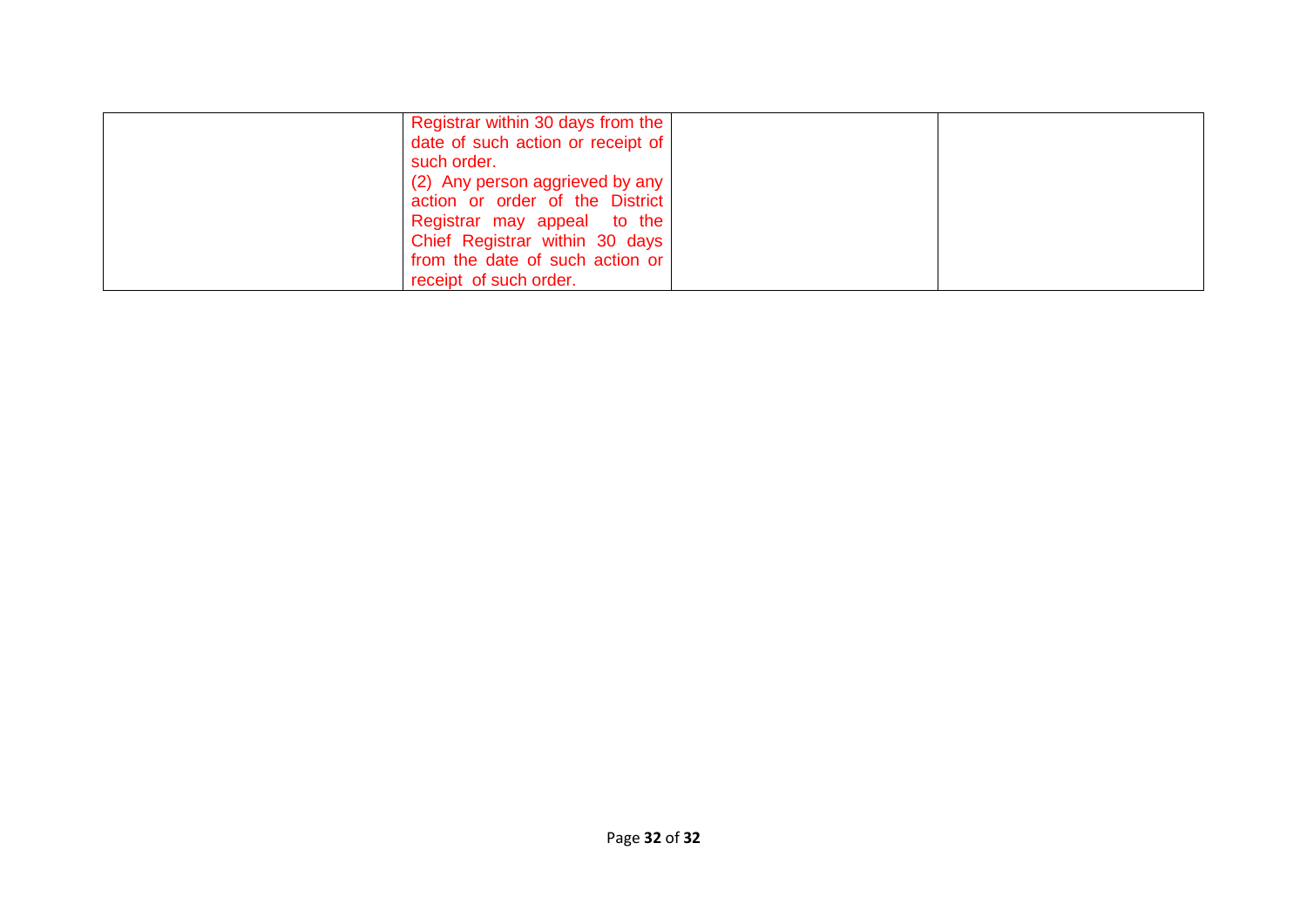| | | | |
|---|---|---|---|
| | Registrar within 30 days from the date of such action or receipt of such order. (2) Any person aggrieved by any action or order of the District Registrar may appeal to the Chief Registrar within 30 days from the date of such action or receipt of such order. | | |